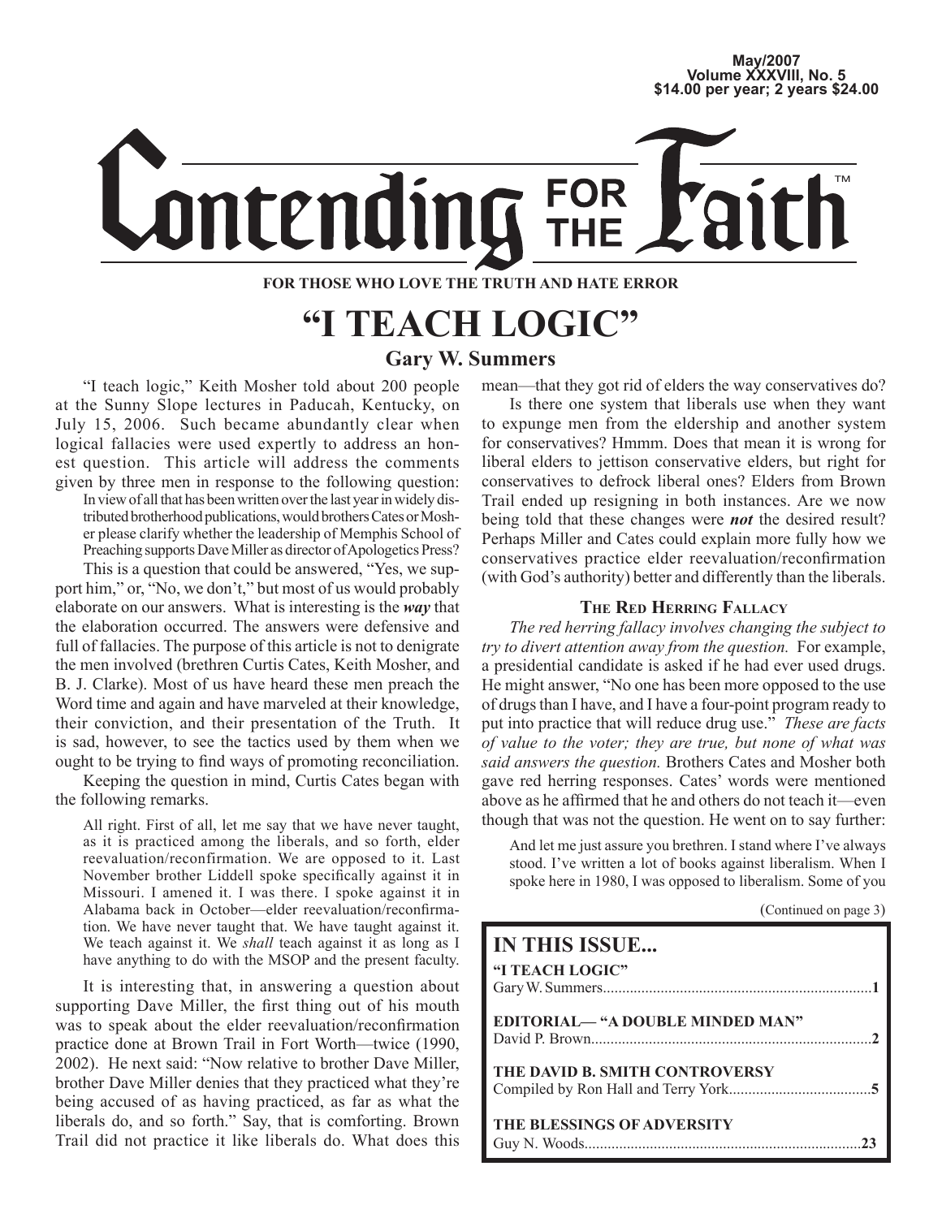May/2007
Volume XXXVIII, No. 5
$14.00 per year; 2 years $24.00

# Contending FOR THE Faith™

**FOR THOSE WHO LOVE THE TRUTH AND HATE ERROR**

# "I TEACH LOGIC"

### Gary W. Summers

"I teach logic," Keith Mosher told about 200 people at the Sunny Slope lectures in Paducah, Kentucky, on July 15, 2006. Such became abundantly clear when logical fallacies were used expertly to address an honest question. This article will address the comments given by three men in response to the following question:

> In view of all that has been written over the last year in widely distributed brotherhood publications, would brothers Cates or Mosher please clarify whether the leadership of Memphis School of Preaching supports Dave Miller as director of Apologetics Press?

This is a question that could be answered, "Yes, we support him," or, "No, we don't," but most of us would probably elaborate on our answers. What is interesting is the ***way*** that the elaboration occurred. The answers were defensive and full of fallacies. The purpose of this article is not to denigrate the men involved (brethren Curtis Cates, Keith Mosher, and B. J. Clarke). Most of us have heard these men preach the Word time and again and have marveled at their knowledge, their conviction, and their presentation of the Truth. It is sad, however, to see the tactics used by them when we ought to be trying to find ways of promoting reconciliation.

Keeping the question in mind, Curtis Cates began with the following remarks.

> All right. First of all, let me say that we have never taught, as it is practiced among the liberals, and so forth, elder reevaluation/reconfirmation. We are opposed to it. Last November brother Liddell spoke specifically against it in Missouri. I amened it. I was there. I spoke against it in Alabama back in October—elder reevaluation/reconfirmation. We have never taught that. We have taught against it. We teach against it. We *shall* teach against it as long as I have anything to do with the MSOP and the present faculty.

It is interesting that, in answering a question about supporting Dave Miller, the first thing out of his mouth was to speak about the elder reevaluation/reconfirmation practice done at Brown Trail in Fort Worth—twice (1990, 2002). He next said: "Now relative to brother Dave Miller, brother Dave Miller denies that they practiced what they're being accused of as having practiced, as far as what the liberals do, and so forth." Say, that is comforting. Brown Trail did not practice it like liberals do. What does this mean—that they got rid of elders the way conservatives do?

Is there one system that liberals use when they want to expunge men from the eldership and another system for conservatives? Hmmm. Does that mean it is wrong for liberal elders to jettison conservative elders, but right for conservatives to defrock liberal ones? Elders from Brown Trail ended up resigning in both instances. Are we now being told that these changes were ***not*** the desired result? Perhaps Miller and Cates could explain more fully how we conservatives practice elder reevaluation/reconfirmation (with God's authority) better and differently than the liberals.

#### The Red Herring Fallacy

*The red herring fallacy involves changing the subject to try to divert attention away from the question.* For example, a presidential candidate is asked if he had ever used drugs. He might answer, "No one has been more opposed to the use of drugs than I have, and I have a four-point program ready to put into practice that will reduce drug use." *These are facts of value to the voter; they are true, but none of what was said answers the question.* Brothers Cates and Mosher both gave red herring responses. Cates' words were mentioned above as he affirmed that he and others do not teach it—even though that was not the question. He went on to say further:

> And let me just assure you brethren. I stand where I've always stood. I've written a lot of books against liberalism. When I spoke here in 1980, I was opposed to liberalism. Some of you

(Continued on page 3)

| IN THIS ISSUE... | |
|---|---|
| "I TEACH LOGIC" Gary W. Summers | 1 |
| EDITORIAL— "A DOUBLE MINDED MAN" David P. Brown | 2 |
| THE DAVID B. SMITH CONTROVERSY Compiled by Ron Hall and Terry York | 5 |
| THE BLESSINGS OF ADVERSITY Guy N. Woods | 23 |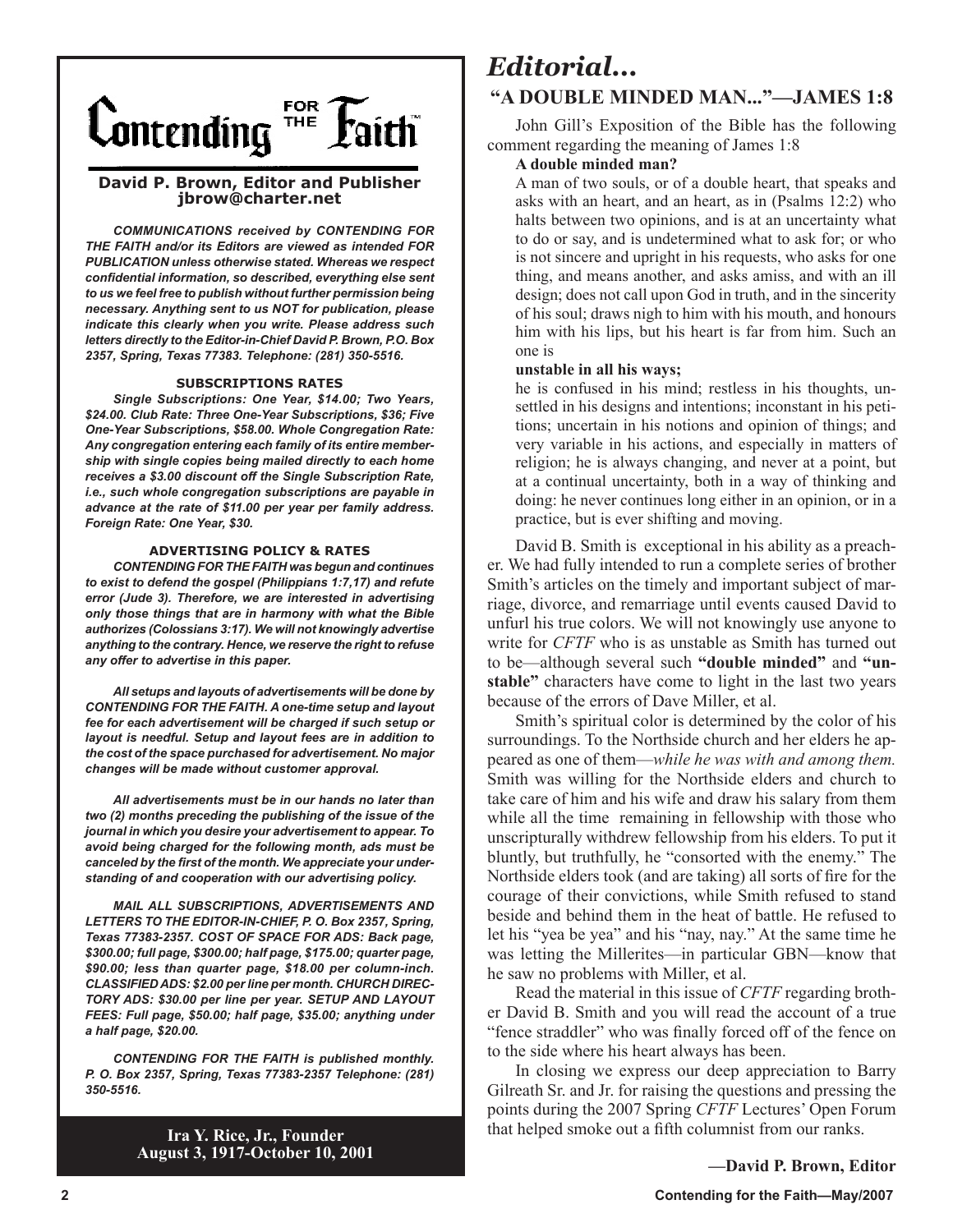# Contending FOR THE Faith™

**David P. Brown, Editor and Publisher**
**jbrow@charter.net**

***COMMUNICATIONS received by CONTENDING FOR THE FAITH and/or its Editors are viewed as intended FOR PUBLICATION unless otherwise stated. Whereas we respect confidential information, so described, everything else sent to us we feel free to publish without further permission being necessary. Anything sent to us NOT for publication, please indicate this clearly when you write. Please address such letters directly to the Editor-in-Chief David P. Brown, P.O. Box 2357, Spring, Texas 77383. Telephone: (281) 350-5516.***

**SUBSCRIPTIONS RATES**

***Single Subscriptions: One Year, $14.00; Two Years, $24.00. Club Rate: Three One-Year Subscriptions, $36; Five One-Year Subscriptions, $58.00. Whole Congregation Rate: Any congregation entering each family of its entire membership with single copies being mailed directly to each home receives a $3.00 discount off the Single Subscription Rate, i.e., such whole congregation subscriptions are payable in advance at the rate of $11.00 per year per family address. Foreign Rate: One Year, $30.***

**ADVERTISING POLICY & RATES**

***CONTENDING FOR THE FAITH was begun and continues to exist to defend the gospel (Philippians 1:7,17) and refute error (Jude 3). Therefore, we are interested in advertising only those things that are in harmony with what the Bible authorizes (Colossians 3:17). We will not knowingly advertise anything to the contrary. Hence, we reserve the right to refuse any offer to advertise in this paper.***

***All setups and layouts of advertisements will be done by CONTENDING FOR THE FAITH. A one-time setup and layout fee for each advertisement will be charged if such setup or layout is needful. Setup and layout fees are in addition to the cost of the space purchased for advertisement. No major changes will be made without customer approval.***

***All advertisements must be in our hands no later than two (2) months preceding the publishing of the issue of the journal in which you desire your advertisement to appear. To avoid being charged for the following month, ads must be canceled by the first of the month. We appreciate your understanding of and cooperation with our advertising policy.***

***MAIL ALL SUBSCRIPTIONS, ADVERTISEMENTS AND LETTERS TO THE EDITOR-IN-CHIEF, P. O. Box 2357, Spring, Texas 77383-2357. COST OF SPACE FOR ADS: Back page, $300.00; full page, $300.00; half page, $175.00; quarter page, $90.00; less than quarter page, $18.00 per column-inch. CLASSIFIED ADS: $2.00 per line per month. CHURCH DIRECTORY ADS: $30.00 per line per year. SETUP AND LAYOUT FEES: Full page, $50.00; half page, $35.00; anything under a half page, $20.00.***

***CONTENDING FOR THE FAITH is published monthly. P. O. Box 2357, Spring, Texas 77383-2357 Telephone: (281) 350-5516.***

**Ira Y. Rice, Jr., Founder**
**August 3, 1917-October 10, 2001**

# *Editorial...*

## "A DOUBLE MINDED MAN..."—JAMES 1:8

John Gill's Exposition of the Bible has the following comment regarding the meaning of James 1:8

**A double minded man?**

A man of two souls, or of a double heart, that speaks and asks with an heart, and an heart, as in (Psalms 12:2) who halts between two opinions, and is at an uncertainty what to do or say, and is undetermined what to ask for; or who is not sincere and upright in his requests, who asks for one thing, and means another, and asks amiss, and with an ill design; does not call upon God in truth, and in the sincerity of his soul; draws nigh to him with his mouth, and honours him with his lips, but his heart is far from him. Such an one is

**unstable in all his ways;**

he is confused in his mind; restless in his thoughts, unsettled in his designs and intentions; inconstant in his petitions; uncertain in his notions and opinion of things; and very variable in his actions, and especially in matters of religion; he is always changing, and never at a point, but at a continual uncertainty, both in a way of thinking and doing: he never continues long either in an opinion, or in a practice, but is ever shifting and moving.

David B. Smith is exceptional in his ability as a preacher. We had fully intended to run a complete series of brother Smith's articles on the timely and important subject of marriage, divorce, and remarriage until events caused David to unfurl his true colors. We will not knowingly use anyone to write for *CFTF* who is as unstable as Smith has turned out to be—although several such **"double minded"** and **"unstable"** characters have come to light in the last two years because of the errors of Dave Miller, et al.

Smith's spiritual color is determined by the color of his surroundings. To the Northside church and her elders he appeared as one of them—*while he was with and among them.* Smith was willing for the Northside elders and church to take care of him and his wife and draw his salary from them while all the time remaining in fellowship with those who unscripturally withdrew fellowship from his elders. To put it bluntly, but truthfully, he "consorted with the enemy." The Northside elders took (and are taking) all sorts of fire for the courage of their convictions, while Smith refused to stand beside and behind them in the heat of battle. He refused to let his "yea be yea" and his "nay, nay." At the same time he was letting the Millerites—in particular GBN—know that he saw no problems with Miller, et al.

Read the material in this issue of *CFTF* regarding brother David B. Smith and you will read the account of a true "fence straddler" who was finally forced off of the fence on to the side where his heart always has been.

In closing we express our deep appreciation to Barry Gilreath Sr. and Jr. for raising the questions and pressing the points during the 2007 Spring *CFTF* Lectures' Open Forum that helped smoke out a fifth columnist from our ranks.

**—David P. Brown, Editor**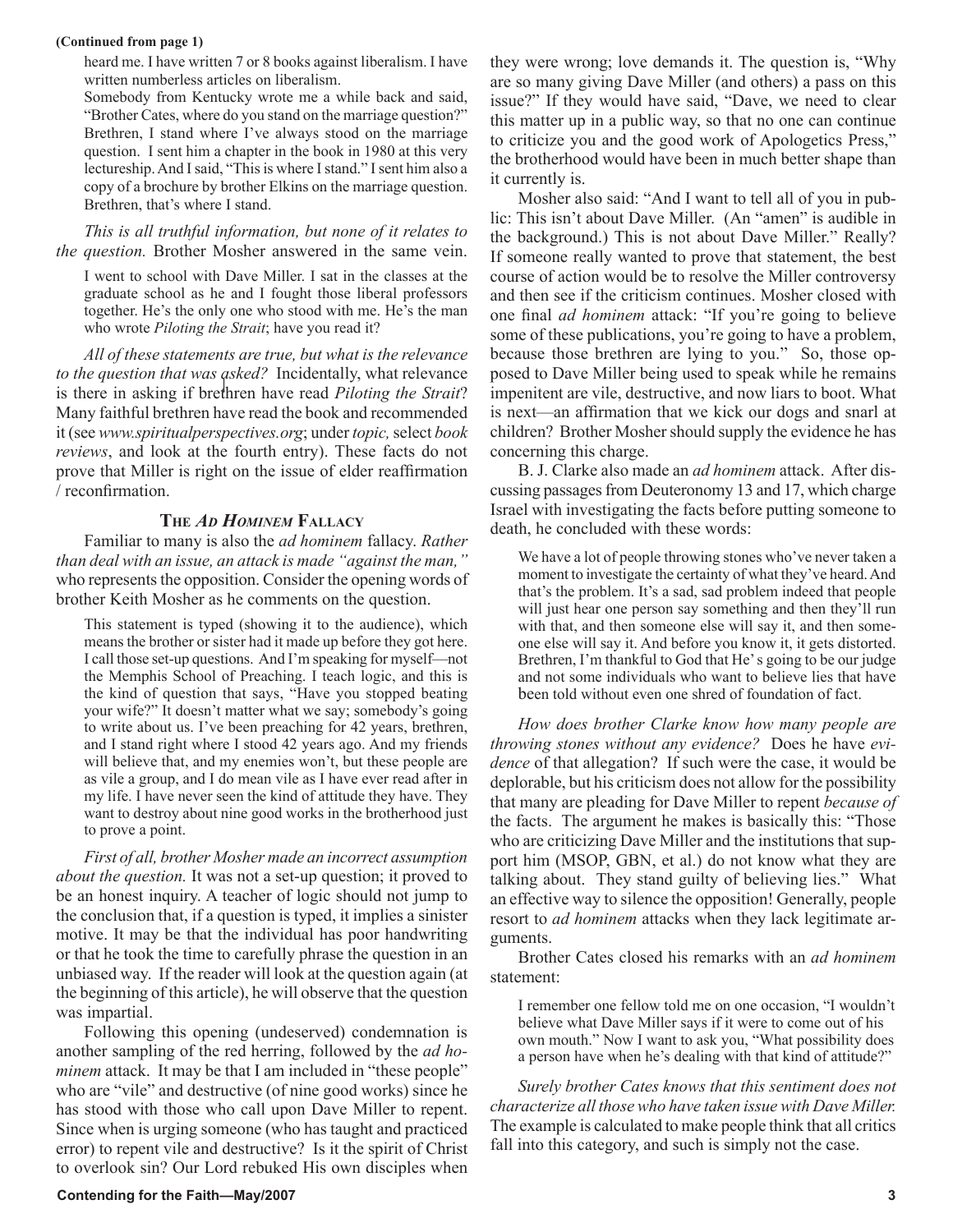(Continued from page 1)

> heard me. I have written 7 or 8 books against liberalism. I have written numberless articles on liberalism.
>
> Somebody from Kentucky wrote me a while back and said, "Brother Cates, where do you stand on the marriage question?" Brethren, I stand where I've always stood on the marriage question. I sent him a chapter in the book in 1980 at this very lectureship. And I said, "This is where I stand." I sent him also a copy of a brochure by brother Elkins on the marriage question. Brethren, that's where I stand.

*This is all truthful information, but none of it relates to the question.* Brother Mosher answered in the same vein.

> I went to school with Dave Miller. I sat in the classes at the graduate school as he and I fought those liberal professors together. He's the only one who stood with me. He's the man who wrote *Piloting the Strait*; have you read it?

*All of these statements are true, but what is the relevance to the question that was asked?* Incidentally, what relevance is there in asking if brethren have read *Piloting the Strait*? Many faithful brethren have read the book and recommended it (see *www.spiritualperspectives.org*; under *topic,* select *book reviews*, and look at the fourth entry). These facts do not prove that Miller is right on the issue of elder reaffirmation / reconfirmation.

### The *Ad Hominem* Fallacy

Familiar to many is also the *ad hominem* fallacy. *Rather than deal with an issue, an attack is made "against the man,"* who represents the opposition. Consider the opening words of brother Keith Mosher as he comments on the question.

> This statement is typed (showing it to the audience), which means the brother or sister had it made up before they got here. I call those set-up questions. And I'm speaking for myself—not the Memphis School of Preaching. I teach logic, and this is the kind of question that says, "Have you stopped beating your wife?" It doesn't matter what we say; somebody's going to write about us. I've been preaching for 42 years, brethren, and I stand right where I stood 42 years ago. And my friends will believe that, and my enemies won't, but these people are as vile a group, and I do mean vile as I have ever read after in my life. I have never seen the kind of attitude they have. They want to destroy about nine good works in the brotherhood just to prove a point.

*First of all, brother Mosher made an incorrect assumption about the question.* It was not a set-up question; it proved to be an honest inquiry. A teacher of logic should not jump to the conclusion that, if a question is typed, it implies a sinister motive. It may be that the individual has poor handwriting or that he took the time to carefully phrase the question in an unbiased way. If the reader will look at the question again (at the beginning of this article), he will observe that the question was impartial.

Following this opening (undeserved) condemnation is another sampling of the red herring, followed by the *ad hominem* attack. It may be that I am included in "these people" who are "vile" and destructive (of nine good works) since he has stood with those who call upon Dave Miller to repent. Since when is urging someone (who has taught and practiced error) to repent vile and destructive? Is it the spirit of Christ to overlook sin? Our Lord rebuked His own disciples when they were wrong; love demands it. The question is, "Why are so many giving Dave Miller (and others) a pass on this issue?" If they would have said, "Dave, we need to clear this matter up in a public way, so that no one can continue to criticize you and the good work of Apologetics Press," the brotherhood would have been in much better shape than it currently is.

Mosher also said: "And I want to tell all of you in public: This isn't about Dave Miller. (An "amen" is audible in the background.) This is not about Dave Miller." Really? If someone really wanted to prove that statement, the best course of action would be to resolve the Miller controversy and then see if the criticism continues. Mosher closed with one final *ad hominem* attack: "If you're going to believe some of these publications, you're going to have a problem, because those brethren are lying to you." So, those opposed to Dave Miller being used to speak while he remains impenitent are vile, destructive, and now liars to boot. What is next—an affirmation that we kick our dogs and snarl at children? Brother Mosher should supply the evidence he has concerning this charge.

B. J. Clarke also made an *ad hominem* attack. After discussing passages from Deuteronomy 13 and 17, which charge Israel with investigating the facts before putting someone to death, he concluded with these words:

> We have a lot of people throwing stones who've never taken a moment to investigate the certainty of what they've heard. And that's the problem. It's a sad, sad problem indeed that people will just hear one person say something and then they'll run with that, and then someone else will say it, and then someone else will say it. And before you know it, it gets distorted. Brethren, I'm thankful to God that He's going to be our judge and not some individuals who want to believe lies that have been told without even one shred of foundation of fact.

*How does brother Clarke know how many people are throwing stones without any evidence?* Does he have *evidence* of that allegation? If such were the case, it would be deplorable, but his criticism does not allow for the possibility that many are pleading for Dave Miller to repent *because of* the facts. The argument he makes is basically this: "Those who are criticizing Dave Miller and the institutions that support him (MSOP, GBN, et al.) do not know what they are talking about. They stand guilty of believing lies." What an effective way to silence the opposition! Generally, people resort to *ad hominem* attacks when they lack legitimate arguments.

Brother Cates closed his remarks with an *ad hominem* statement:

> I remember one fellow told me on one occasion, "I wouldn't believe what Dave Miller says if it were to come out of his own mouth." Now I want to ask you, "What possibility does a person have when he's dealing with that kind of attitude?"

*Surely brother Cates knows that this sentiment does not characterize all those who have taken issue with Dave Miller.* The example is calculated to make people think that all critics fall into this category, and such is simply not the case.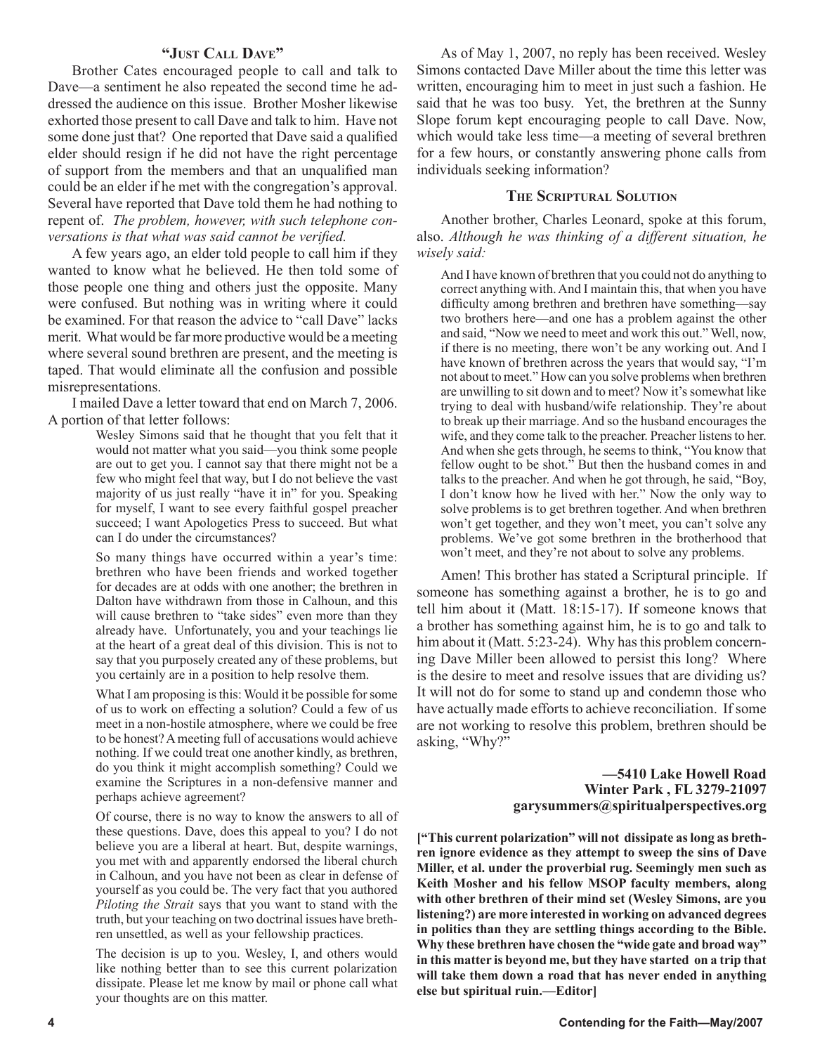### "Just Call Dave"

Brother Cates encouraged people to call and talk to Dave—a sentiment he also repeated the second time he addressed the audience on this issue. Brother Mosher likewise exhorted those present to call Dave and talk to him. Have not some done just that? One reported that Dave said a qualified elder should resign if he did not have the right percentage of support from the members and that an unqualified man could be an elder if he met with the congregation's approval. Several have reported that Dave told them he had nothing to repent of. *The problem, however, with such telephone conversations is that what was said cannot be verified.*

A few years ago, an elder told people to call him if they wanted to know what he believed. He then told some of those people one thing and others just the opposite. Many were confused. But nothing was in writing where it could be examined. For that reason the advice to "call Dave" lacks merit. What would be far more productive would be a meeting where several sound brethren are present, and the meeting is taped. That would eliminate all the confusion and possible misrepresentations.

I mailed Dave a letter toward that end on March 7, 2006. A portion of that letter follows:

> Wesley Simons said that he thought that you felt that it would not matter what you said—you think some people are out to get you. I cannot say that there might not be a few who might feel that way, but I do not believe the vast majority of us just really "have it in" for you. Speaking for myself, I want to see every faithful gospel preacher succeed; I want Apologetics Press to succeed. But what can I do under the circumstances?
>
> So many things have occurred within a year's time: brethren who have been friends and worked together for decades are at odds with one another; the brethren in Dalton have withdrawn from those in Calhoun, and this will cause brethren to "take sides" even more than they already have. Unfortunately, you and your teachings lie at the heart of a great deal of this division. This is not to say that you purposely created any of these problems, but you certainly are in a position to help resolve them.
>
> What I am proposing is this: Would it be possible for some of us to work on effecting a solution? Could a few of us meet in a non-hostile atmosphere, where we could be free to be honest? A meeting full of accusations would achieve nothing. If we could treat one another kindly, as brethren, do you think it might accomplish something? Could we examine the Scriptures in a non-defensive manner and perhaps achieve agreement?
>
> Of course, there is no way to know the answers to all of these questions. Dave, does this appeal to you? I do not believe you are a liberal at heart. But, despite warnings, you met with and apparently endorsed the liberal church in Calhoun, and you have not been as clear in defense of yourself as you could be. The very fact that you authored *Piloting the Strait* says that you want to stand with the truth, but your teaching on two doctrinal issues have brethren unsettled, as well as your fellowship practices.
>
> The decision is up to you. Wesley, I, and others would like nothing better than to see this current polarization dissipate. Please let me know by mail or phone call what your thoughts are on this matter.

As of May 1, 2007, no reply has been received. Wesley Simons contacted Dave Miller about the time this letter was written, encouraging him to meet in just such a fashion. He said that he was too busy. Yet, the brethren at the Sunny Slope forum kept encouraging people to call Dave. Now, which would take less time—a meeting of several brethren for a few hours, or constantly answering phone calls from individuals seeking information?

### The Scriptural Solution

Another brother, Charles Leonard, spoke at this forum, also. *Although he was thinking of a different situation, he wisely said:*

> And I have known of brethren that you could not do anything to correct anything with. And I maintain this, that when you have difficulty among brethren and brethren have something—say two brothers here—and one has a problem against the other and said, "Now we need to meet and work this out." Well, now, if there is no meeting, there won't be any working out. And I have known of brethren across the years that would say, "I'm not about to meet." How can you solve problems when brethren are unwilling to sit down and to meet? Now it's somewhat like trying to deal with husband/wife relationship. They're about to break up their marriage. And so the husband encourages the wife, and they come talk to the preacher. Preacher listens to her. And when she gets through, he seems to think, "You know that fellow ought to be shot." But then the husband comes in and talks to the preacher. And when he got through, he said, "Boy, I don't know how he lived with her." Now the only way to solve problems is to get brethren together. And when brethren won't get together, and they won't meet, you can't solve any problems. We've got some brethren in the brotherhood that won't meet, and they're not about to solve any problems.

Amen! This brother has stated a Scriptural principle. If someone has something against a brother, he is to go and tell him about it (Matt. 18:15-17). If someone knows that a brother has something against him, he is to go and talk to him about it (Matt. 5:23-24). Why has this problem concerning Dave Miller been allowed to persist this long? Where is the desire to meet and resolve issues that are dividing us? It will not do for some to stand up and condemn those who have actually made efforts to achieve reconciliation. If some are not working to resolve this problem, brethren should be asking, "Why?"

**—5410 Lake Howell Road**
**Winter Park , FL 3279-21097**
**garysummers@spiritualperspectives.org**

**["This current polarization" will not dissipate as long as brethren ignore evidence as they attempt to sweep the sins of Dave Miller, et al. under the proverbial rug. Seemingly men such as Keith Mosher and his fellow MSOP faculty members, along with other brethren of their mind set (Wesley Simons, are you listening?) are more interested in working on advanced degrees in politics than they are settling things according to the Bible. Why these brethren have chosen the "wide gate and broad way" in this matter is beyond me, but they have started on a trip that will take them down a road that has never ended in anything else but spiritual ruin.—Editor]**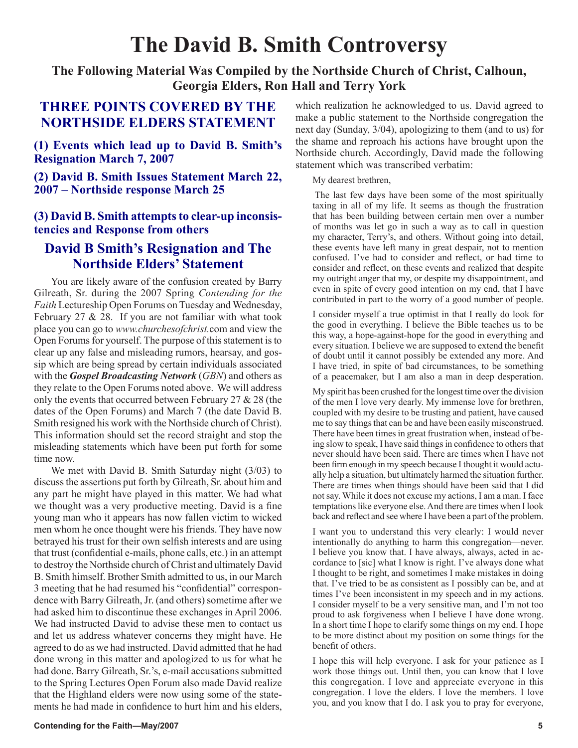# The David B. Smith Controversy

### The Following Material Was Compiled by the Northside Church of Christ, Calhoun, Georgia Elders, Ron Hall and Terry York

## THREE POINTS COVERED BY THE NORTHSIDE ELDERS STATEMENT

**(1) Events which lead up to David B. Smith's Resignation March 7, 2007**

**(2) David B. Smith Issues Statement March 22, 2007 – Northside response March 25**

**(3) David B. Smith attempts to clear-up inconsistencies and Response from others**

## David B Smith's Resignation and The Northside Elders' Statement

You are likely aware of the confusion created by Barry Gilreath, Sr. during the 2007 Spring *Contending for the Faith* Lectureship Open Forums on Tuesday and Wednesday, February 27 & 28. If you are not familiar with what took place you can go to *www.churchesofchrist.*com and view the Open Forums for yourself. The purpose of this statement is to clear up any false and misleading rumors, hearsay, and gossip which are being spread by certain individuals associated with the ***Gospel Broadcasting Network*** (*GBN*) and others as they relate to the Open Forums noted above. We will address only the events that occurred between February 27 & 28 (the dates of the Open Forums) and March 7 (the date David B. Smith resigned his work with the Northside church of Christ). This information should set the record straight and stop the misleading statements which have been put forth for some time now.

We met with David B. Smith Saturday night (3/03) to discuss the assertions put forth by Gilreath, Sr. about him and any part he might have played in this matter. We had what we thought was a very productive meeting. David is a fine young man who it appears has now fallen victim to wicked men whom he once thought were his friends. They have now betrayed his trust for their own selfish interests and are using that trust (confidential e-mails, phone calls, etc.) in an attempt to destroy the Northside church of Christ and ultimately David B. Smith himself. Brother Smith admitted to us, in our March 3 meeting that he had resumed his "confidential" correspondence with Barry Gilreath, Jr. (and others) sometime after we had asked him to discontinue these exchanges in April 2006. We had instructed David to advise these men to contact us and let us address whatever concerns they might have. He agreed to do as we had instructed. David admitted that he had done wrong in this matter and apologized to us for what he had done. Barry Gilreath, Sr.'s, e-mail accusations submitted to the Spring Lectures Open Forum also made David realize that the Highland elders were now using some of the statements he had made in confidence to hurt him and his elders, which realization he acknowledged to us. David agreed to make a public statement to the Northside congregation the next day (Sunday, 3/04), apologizing to them (and to us) for the shame and reproach his actions have brought upon the Northside church. Accordingly, David made the following statement which was transcribed verbatim:

> My dearest brethren,
>
> The last few days have been some of the most spiritually taxing in all of my life. It seems as though the frustration that has been building between certain men over a number of months was let go in such a way as to call in question my character, Terry's, and others. Without going into detail, these events have left many in great despair, not to mention confused. I've had to consider and reflect, or had time to consider and reflect, on these events and realized that despite my outright anger that my, or despite my disappointment, and even in spite of every good intention on my end, that I have contributed in part to the worry of a good number of people.
>
> I consider myself a true optimist in that I really do look for the good in everything. I believe the Bible teaches us to be this way, a hope-against-hope for the good in everything and every situation. I believe we are supposed to extend the benefit of doubt until it cannot possibly be extended any more. And I have tried, in spite of bad circumstances, to be something of a peacemaker, but I am also a man in deep desperation.
>
> My spirit has been crushed for the longest time over the division of the men I love very dearly. My immense love for brethren, coupled with my desire to be trusting and patient, have caused me to say things that can be and have been easily misconstrued. There have been times in great frustration when, instead of being slow to speak, I have said things in confidence to others that never should have been said. There are times when I have not been firm enough in my speech because I thought it would actually help a situation, but ultimately harmed the situation further. There are times when things should have been said that I did not say. While it does not excuse my actions, I am a man. I face temptations like everyone else. And there are times when I look back and reflect and see where I have been a part of the problem.
>
> I want you to understand this very clearly: I would never intentionally do anything to harm this congregation—never. I believe you know that. I have always, always, acted in accordance to [sic] what I know is right. I've always done what I thought to be right, and sometimes I make mistakes in doing that. I've tried to be as consistent as I possibly can be, and at times I've been inconsistent in my speech and in my actions. I consider myself to be a very sensitive man, and I'm not too proud to ask forgiveness when I believe I have done wrong. In a short time I hope to clarify some things on my end. I hope to be more distinct about my position on some things for the benefit of others.
>
> I hope this will help everyone. I ask for your patience as I work those things out. Until then, you can know that I love this congregation. I love and appreciate everyone in this congregation. I love the elders. I love the members. I love you, and you know that I do. I ask you to pray for everyone,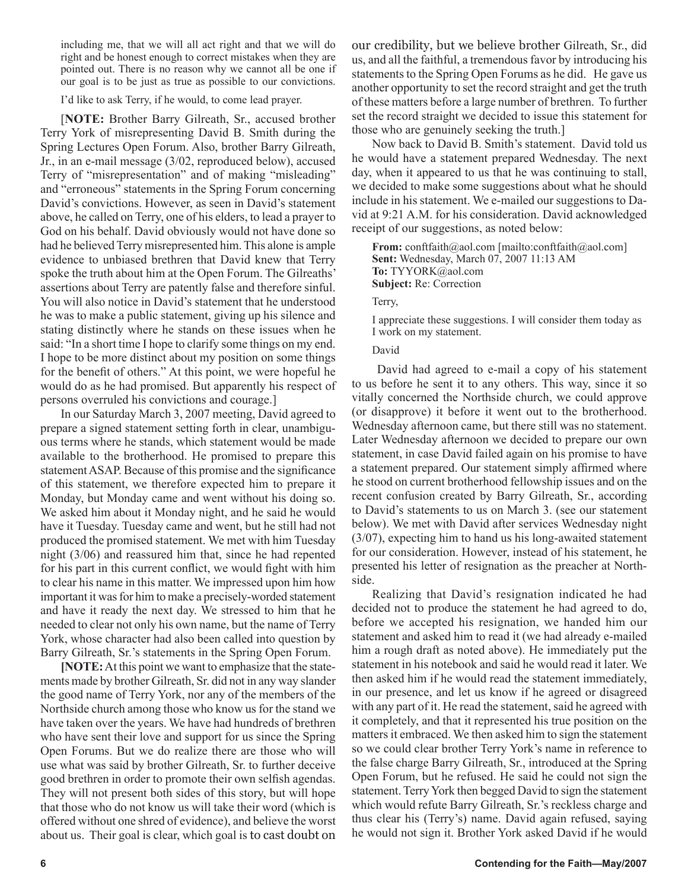including me, that we will all act right and that we will do right and be honest enough to correct mistakes when they are pointed out. There is no reason why we cannot all be one if our goal is to be just as true as possible to our convictions.

I'd like to ask Terry, if he would, to come lead prayer.

[**NOTE:** Brother Barry Gilreath, Sr., accused brother Terry York of misrepresenting David B. Smith during the Spring Lectures Open Forum. Also, brother Barry Gilreath, Jr., in an e-mail message (3/02, reproduced below), accused Terry of "misrepresentation" and of making "misleading" and "erroneous" statements in the Spring Forum concerning David's convictions. However, as seen in David's statement above, he called on Terry, one of his elders, to lead a prayer to God on his behalf. David obviously would not have done so had he believed Terry misrepresented him. This alone is ample evidence to unbiased brethren that David knew that Terry spoke the truth about him at the Open Forum. The Gilreaths' assertions about Terry are patently false and therefore sinful. You will also notice in David's statement that he understood he was to make a public statement, giving up his silence and stating distinctly where he stands on these issues when he said: "In a short time I hope to clarify some things on my end. I hope to be more distinct about my position on some things for the benefit of others." At this point, we were hopeful he would do as he had promised. But apparently his respect of persons overruled his convictions and courage.]

In our Saturday March 3, 2007 meeting, David agreed to prepare a signed statement setting forth in clear, unambiguous terms where he stands, which statement would be made available to the brotherhood. He promised to prepare this statement ASAP. Because of this promise and the significance of this statement, we therefore expected him to prepare it Monday, but Monday came and went without his doing so. We asked him about it Monday night, and he said he would have it Tuesday. Tuesday came and went, but he still had not produced the promised statement. We met with him Tuesday night (3/06) and reassured him that, since he had repented for his part in this current conflict, we would fight with him to clear his name in this matter. We impressed upon him how important it was for him to make a precisely-worded statement and have it ready the next day. We stressed to him that he needed to clear not only his own name, but the name of Terry York, whose character had also been called into question by Barry Gilreath, Sr.'s statements in the Spring Open Forum.

**[NOTE:** At this point we want to emphasize that the statements made by brother Gilreath, Sr. did not in any way slander the good name of Terry York, nor any of the members of the Northside church among those who know us for the stand we have taken over the years. We have had hundreds of brethren who have sent their love and support for us since the Spring Open Forums. But we do realize there are those who will use what was said by brother Gilreath, Sr. to further deceive good brethren in order to promote their own selfish agendas. They will not present both sides of this story, but will hope that those who do not know us will take their word (which is offered without one shred of evidence), and believe the worst about us. Their goal is clear, which goal is to cast doubt on our credibility, but we believe brother Gilreath, Sr., did us, and all the faithful, a tremendous favor by introducing his statements to the Spring Open Forums as he did. He gave us another opportunity to set the record straight and get the truth of these matters before a large number of brethren. To further set the record straight we decided to issue this statement for those who are genuinely seeking the truth.]

Now back to David B. Smith's statement. David told us he would have a statement prepared Wednesday. The next day, when it appeared to us that he was continuing to stall, we decided to make some suggestions about what he should include in his statement. We e-mailed our suggestions to David at 9:21 A.M. for his consideration. David acknowledged receipt of our suggestions, as noted below:

**From:** conftfaith@aol.com [mailto:conftfaith@aol.com]
**Sent:** Wednesday, March 07, 2007 11:13 AM
**To:** TYYORK@aol.com
**Subject:** Re: Correction

Terry,

I appreciate these suggestions. I will consider them today as I work on my statement.

David

David had agreed to e-mail a copy of his statement to us before he sent it to any others. This way, since it so vitally concerned the Northside church, we could approve (or disapprove) it before it went out to the brotherhood. Wednesday afternoon came, but there still was no statement. Later Wednesday afternoon we decided to prepare our own statement, in case David failed again on his promise to have a statement prepared. Our statement simply affirmed where he stood on current brotherhood fellowship issues and on the recent confusion created by Barry Gilreath, Sr., according to David's statements to us on March 3. (see our statement below). We met with David after services Wednesday night (3/07), expecting him to hand us his long-awaited statement for our consideration. However, instead of his statement, he presented his letter of resignation as the preacher at Northside.

Realizing that David's resignation indicated he had decided not to produce the statement he had agreed to do, before we accepted his resignation, we handed him our statement and asked him to read it (we had already e-mailed him a rough draft as noted above). He immediately put the statement in his notebook and said he would read it later. We then asked him if he would read the statement immediately, in our presence, and let us know if he agreed or disagreed with any part of it. He read the statement, said he agreed with it completely, and that it represented his true position on the matters it embraced. We then asked him to sign the statement so we could clear brother Terry York's name in reference to the false charge Barry Gilreath, Sr., introduced at the Spring Open Forum, but he refused. He said he could not sign the statement. Terry York then begged David to sign the statement which would refute Barry Gilreath, Sr.'s reckless charge and thus clear his (Terry's) name. David again refused, saying he would not sign it. Brother York asked David if he would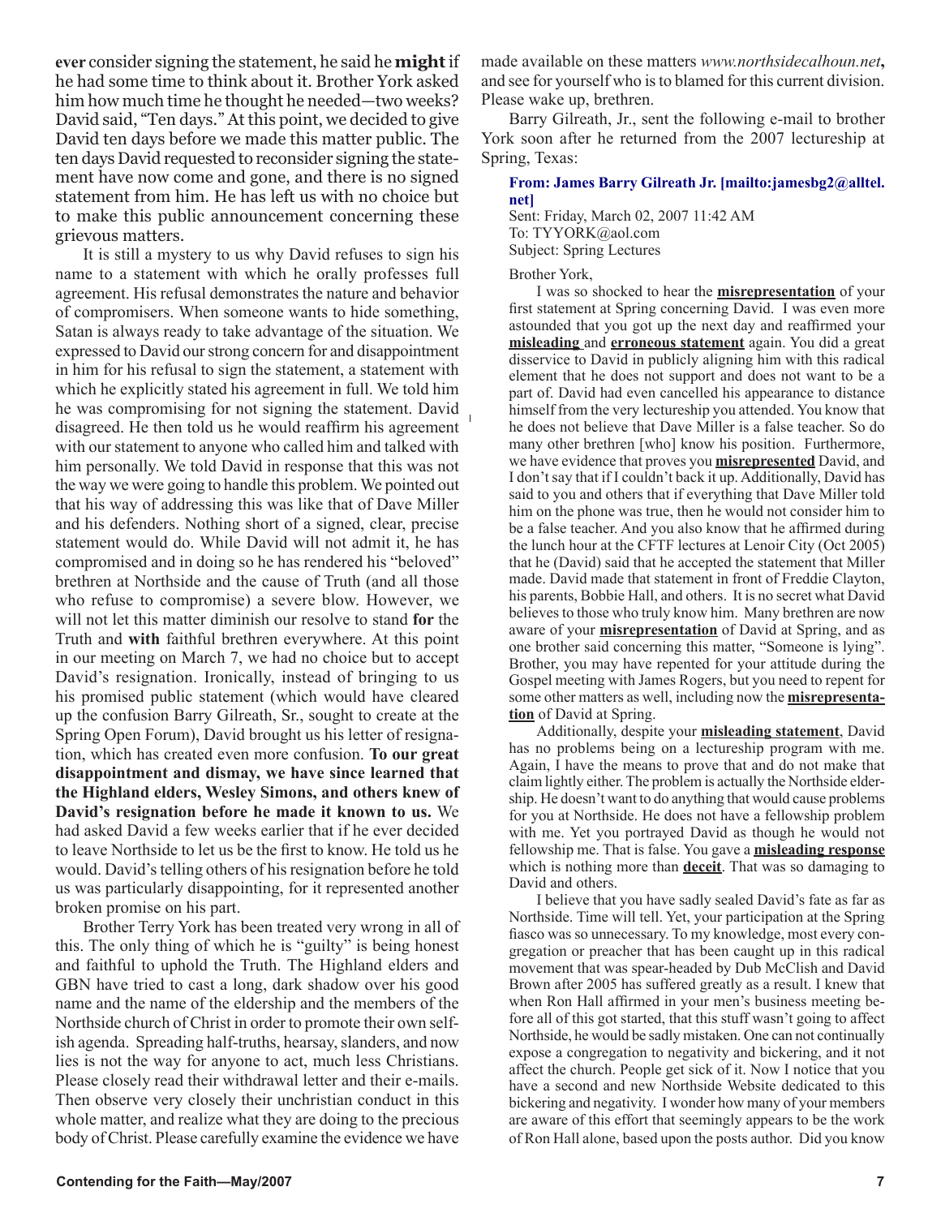**ever** consider signing the statement, he said he **might** if he had some time to think about it. Brother York asked him how much time he thought he needed—two weeks? David said, "Ten days." At this point, we decided to give David ten days before we made this matter public. The ten days David requested to reconsider signing the statement have now come and gone, and there is no signed statement from him. He has left us with no choice but to make this public announcement concerning these grievous matters.

It is still a mystery to us why David refuses to sign his name to a statement with which he orally professes full agreement. His refusal demonstrates the nature and behavior of compromisers. When someone wants to hide something, Satan is always ready to take advantage of the situation. We expressed to David our strong concern for and disappointment in him for his refusal to sign the statement, a statement with which he explicitly stated his agreement in full. We told him he was compromising for not signing the statement. David disagreed. He then told us he would reaffirm his agreement with our statement to anyone who called him and talked with him personally. We told David in response that this was not the way we were going to handle this problem. We pointed out that his way of addressing this was like that of Dave Miller and his defenders. Nothing short of a signed, clear, precise statement would do. While David will not admit it, he has compromised and in doing so he has rendered his "beloved" brethren at Northside and the cause of Truth (and all those who refuse to compromise) a severe blow. However, we will not let this matter diminish our resolve to stand **for** the Truth and **with** faithful brethren everywhere. At this point in our meeting on March 7, we had no choice but to accept David's resignation. Ironically, instead of bringing to us his promised public statement (which would have cleared up the confusion Barry Gilreath, Sr., sought to create at the Spring Open Forum), David brought us his letter of resignation, which has created even more confusion. **To our great disappointment and dismay, we have since learned that the Highland elders, Wesley Simons, and others knew of David's resignation before he made it known to us.** We had asked David a few weeks earlier that if he ever decided to leave Northside to let us be the first to know. He told us he would. David's telling others of his resignation before he told us was particularly disappointing, for it represented another broken promise on his part.

Brother Terry York has been treated very wrong in all of this. The only thing of which he is "guilty" is being honest and faithful to uphold the Truth. The Highland elders and GBN have tried to cast a long, dark shadow over his good name and the name of the eldership and the members of the Northside church of Christ in order to promote their own selfish agenda. Spreading half-truths, hearsay, slanders, and now lies is not the way for anyone to act, much less Christians. Please closely read their withdrawal letter and their e-mails. Then observe very closely their unchristian conduct in this whole matter, and realize what they are doing to the precious body of Christ. Please carefully examine the evidence we have made available on these matters *www.northsidecalhoun.net***,** and see for yourself who is to blamed for this current division. Please wake up, brethren.

Barry Gilreath, Jr., sent the following e-mail to brother York soon after he returned from the 2007 lectureship at Spring, Texas:

> **From: James Barry Gilreath Jr. [mailto:jamesbg2@alltel.net]**
> Sent: Friday, March 02, 2007 11:42 AM
> To: TYYORK@aol.com
> Subject: Spring Lectures
>
> Brother York,
>
> I was so shocked to hear the **misrepresentation** of your first statement at Spring concerning David. I was even more astounded that you got up the next day and reaffirmed your **misleading** and **erroneous statement** again. You did a great disservice to David in publicly aligning him with this radical element that he does not support and does not want to be a part of. David had even cancelled his appearance to distance himself from the very lectureship you attended. You know that he does not believe that Dave Miller is a false teacher. So do many other brethren [who] know his position. Furthermore, we have evidence that proves you **misrepresented** David, and I don't say that if I couldn't back it up. Additionally, David has said to you and others that if everything that Dave Miller told him on the phone was true, then he would not consider him to be a false teacher. And you also know that he affirmed during the lunch hour at the CFTF lectures at Lenoir City (Oct 2005) that he (David) said that he accepted the statement that Miller made. David made that statement in front of Freddie Clayton, his parents, Bobbie Hall, and others. It is no secret what David believes to those who truly know him. Many brethren are now aware of your **misrepresentation** of David at Spring, and as one brother said concerning this matter, "Someone is lying". Brother, you may have repented for your attitude during the Gospel meeting with James Rogers, but you need to repent for some other matters as well, including now the **misrepresentation** of David at Spring.
>
> Additionally, despite your **misleading statement**, David has no problems being on a lectureship program with me. Again, I have the means to prove that and do not make that claim lightly either. The problem is actually the Northside eldership. He doesn't want to do anything that would cause problems for you at Northside. He does not have a fellowship problem with me. Yet you portrayed David as though he would not fellowship me. That is false. You gave a **misleading response** which is nothing more than **deceit**. That was so damaging to David and others.
>
> I believe that you have sadly sealed David's fate as far as Northside. Time will tell. Yet, your participation at the Spring fiasco was so unnecessary. To my knowledge, most every congregation or preacher that has been caught up in this radical movement that was spear-headed by Dub McClish and David Brown after 2005 has suffered greatly as a result. I knew that when Ron Hall affirmed in your men's business meeting before all of this got started, that this stuff wasn't going to affect Northside, he would be sadly mistaken. One can not continually expose a congregation to negativity and bickering, and it not affect the church. People get sick of it. Now I notice that you have a second and new Northside Website dedicated to this bickering and negativity. I wonder how many of your members are aware of this effort that seemingly appears to be the work of Ron Hall alone, based upon the posts author. Did you know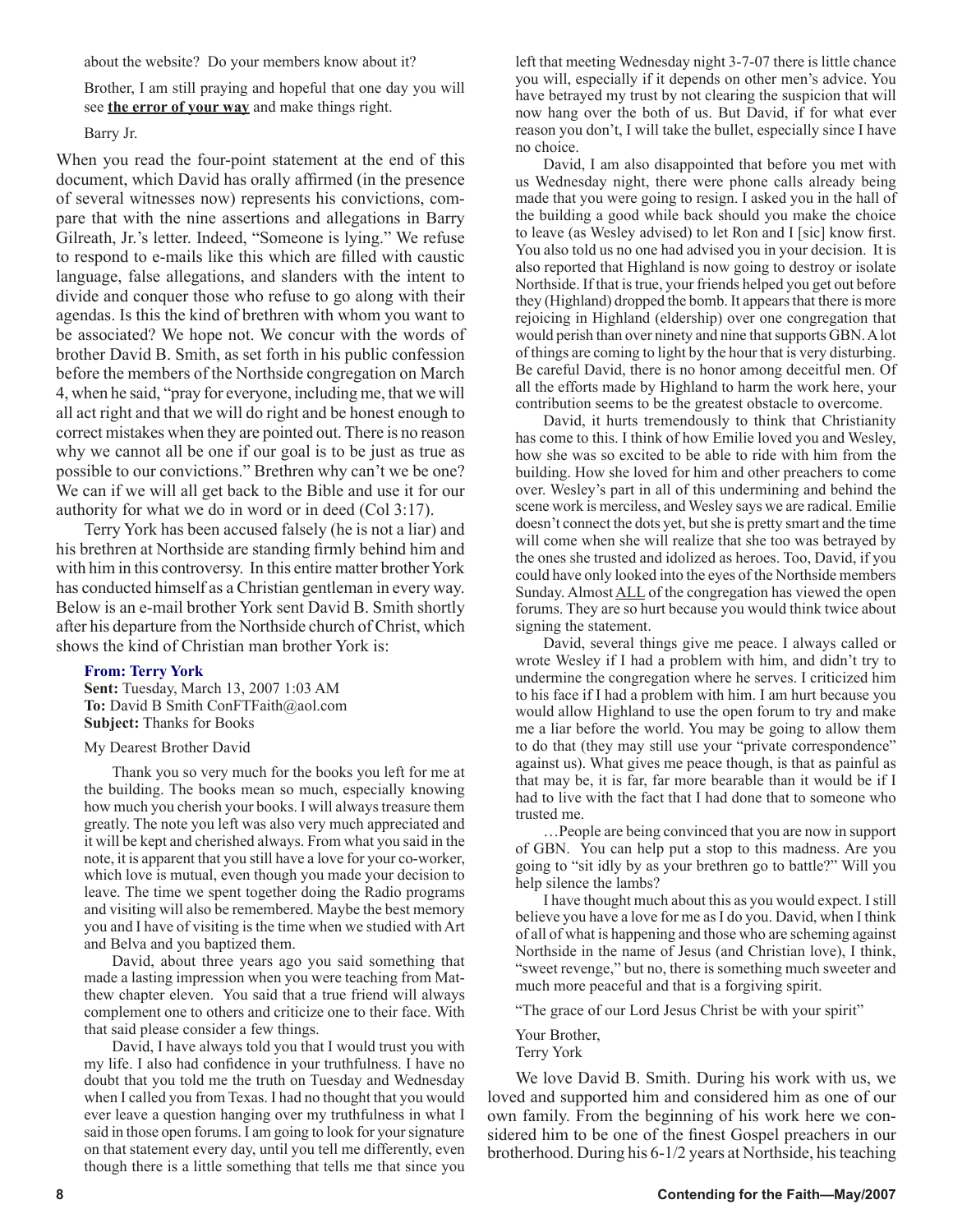about the website? Do your members know about it?

Brother, I am still praying and hopeful that one day you will see **<u>the error of your way</u>** and make things right.

Barry Jr.

When you read the four-point statement at the end of this document, which David has orally affirmed (in the presence of several witnesses now) represents his convictions, compare that with the nine assertions and allegations in Barry Gilreath, Jr.'s letter. Indeed, "Someone is lying." We refuse to respond to e-mails like this which are filled with caustic language, false allegations, and slanders with the intent to divide and conquer those who refuse to go along with their agendas. Is this the kind of brethren with whom you want to be associated? We hope not. We concur with the words of brother David B. Smith, as set forth in his public confession before the members of the Northside congregation on March 4, when he said, "pray for everyone, including me, that we will all act right and that we will do right and be honest enough to correct mistakes when they are pointed out. There is no reason why we cannot all be one if our goal is to be just as true as possible to our convictions." Brethren why can't we be one? We can if we will all get back to the Bible and use it for our authority for what we do in word or in deed (Col 3:17).

Terry York has been accused falsely (he is not a liar) and his brethren at Northside are standing firmly behind him and with him in this controversy. In this entire matter brother York has conducted himself as a Christian gentleman in every way. Below is an e-mail brother York sent David B. Smith shortly after his departure from the Northside church of Christ, which shows the kind of Christian man brother York is:

**From: Terry York**
**Sent:** Tuesday, March 13, 2007 1:03 AM
**To:** David B Smith ConFTFaith@aol.com
**Subject:** Thanks for Books

My Dearest Brother David

Thank you so very much for the books you left for me at the building. The books mean so much, especially knowing how much you cherish your books. I will always treasure them greatly. The note you left was also very much appreciated and it will be kept and cherished always. From what you said in the note, it is apparent that you still have a love for your co-worker, which love is mutual, even though you made your decision to leave. The time we spent together doing the Radio programs and visiting will also be remembered. Maybe the best memory you and I have of visiting is the time when we studied with Art and Belva and you baptized them.

David, about three years ago you said something that made a lasting impression when you were teaching from Matthew chapter eleven. You said that a true friend will always complement one to others and criticize one to their face. With that said please consider a few things.

David, I have always told you that I would trust you with my life. I also had confidence in your truthfulness. I have no doubt that you told me the truth on Tuesday and Wednesday when I called you from Texas. I had no thought that you would ever leave a question hanging over my truthfulness in what I said in those open forums. I am going to look for your signature on that statement every day, until you tell me differently, even though there is a little something that tells me that since you left that meeting Wednesday night 3-7-07 there is little chance you will, especially if it depends on other men's advice. You have betrayed my trust by not clearing the suspicion that will now hang over the both of us. But David, if for what ever reason you don't, I will take the bullet, especially since I have no choice.

David, I am also disappointed that before you met with us Wednesday night, there were phone calls already being made that you were going to resign. I asked you in the hall of the building a good while back should you make the choice to leave (as Wesley advised) to let Ron and I [sic] know first. You also told us no one had advised you in your decision. It is also reported that Highland is now going to destroy or isolate Northside. If that is true, your friends helped you get out before they (Highland) dropped the bomb. It appears that there is more rejoicing in Highland (eldership) over one congregation that would perish than over ninety and nine that supports GBN. A lot of things are coming to light by the hour that is very disturbing. Be careful David, there is no honor among deceitful men. Of all the efforts made by Highland to harm the work here, your contribution seems to be the greatest obstacle to overcome.

David, it hurts tremendously to think that Christianity has come to this. I think of how Emilie loved you and Wesley, how she was so excited to be able to ride with him from the building. How she loved for him and other preachers to come over. Wesley's part in all of this undermining and behind the scene work is merciless, and Wesley says we are radical. Emilie doesn't connect the dots yet, but she is pretty smart and the time will come when she will realize that she too was betrayed by the ones she trusted and idolized as heroes. Too, David, if you could have only looked into the eyes of the Northside members Sunday. Almost <u>ALL</u> of the congregation has viewed the open forums. They are so hurt because you would think twice about signing the statement.

David, several things give me peace. I always called or wrote Wesley if I had a problem with him, and didn't try to undermine the congregation where he serves. I criticized him to his face if I had a problem with him. I am hurt because you would allow Highland to use the open forum to try and make me a liar before the world. You may be going to allow them to do that (they may still use your "private correspondence" against us). What gives me peace though, is that as painful as that may be, it is far, far more bearable than it would be if I had to live with the fact that I had done that to someone who trusted me.

…People are being convinced that you are now in support of GBN. You can help put a stop to this madness. Are you going to "sit idly by as your brethren go to battle?" Will you help silence the lambs?

I have thought much about this as you would expect. I still believe you have a love for me as I do you. David, when I think of all of what is happening and those who are scheming against Northside in the name of Jesus (and Christian love), I think, "sweet revenge," but no, there is something much sweeter and much more peaceful and that is a forgiving spirit.

"The grace of our Lord Jesus Christ be with your spirit"

Your Brother,
Terry York

We love David B. Smith. During his work with us, we loved and supported him and considered him as one of our own family. From the beginning of his work here we considered him to be one of the finest Gospel preachers in our brotherhood. During his 6-1/2 years at Northside, his teaching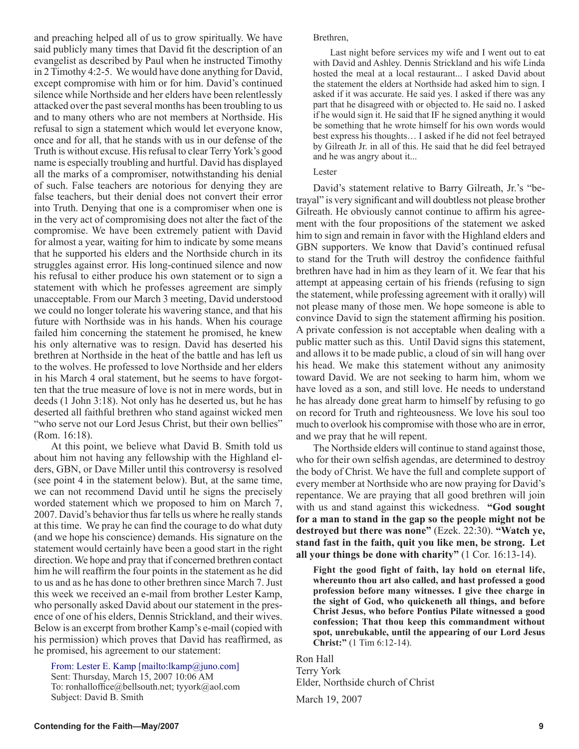and preaching helped all of us to grow spiritually. We have said publicly many times that David fit the description of an evangelist as described by Paul when he instructed Timothy in 2 Timothy 4:2-5. We would have done anything for David, except compromise with him or for him. David's continued silence while Northside and her elders have been relentlessly attacked over the past several months has been troubling to us and to many others who are not members at Northside. His refusal to sign a statement which would let everyone know, once and for all, that he stands with us in our defense of the Truth is without excuse. His refusal to clear Terry York's good name is especially troubling and hurtful. David has displayed all the marks of a compromiser, notwithstanding his denial of such. False teachers are notorious for denying they are false teachers, but their denial does not convert their error into Truth. Denying that one is a compromiser when one is in the very act of compromising does not alter the fact of the compromise. We have been extremely patient with David for almost a year, waiting for him to indicate by some means that he supported his elders and the Northside church in its struggles against error. His long-continued silence and now his refusal to either produce his own statement or to sign a statement with which he professes agreement are simply unacceptable. From our March 3 meeting, David understood we could no longer tolerate his wavering stance, and that his future with Northside was in his hands. When his courage failed him concerning the statement he promised, he knew his only alternative was to resign. David has deserted his brethren at Northside in the heat of the battle and has left us to the wolves. He professed to love Northside and her elders in his March 4 oral statement, but he seems to have forgotten that the true measure of love is not in mere words, but in deeds (1 John 3:18). Not only has he deserted us, but he has deserted all faithful brethren who stand against wicked men "who serve not our Lord Jesus Christ, but their own bellies" (Rom. 16:18).

At this point, we believe what David B. Smith told us about him not having any fellowship with the Highland elders, GBN, or Dave Miller until this controversy is resolved (see point 4 in the statement below). But, at the same time, we can not recommend David until he signs the precisely worded statement which we proposed to him on March 7, 2007. David's behavior thus far tells us where he really stands at this time. We pray he can find the courage to do what duty (and we hope his conscience) demands. His signature on the statement would certainly have been a good start in the right direction. We hope and pray that if concerned brethren contact him he will reaffirm the four points in the statement as he did to us and as he has done to other brethren since March 7. Just this week we received an e-mail from brother Lester Kamp, who personally asked David about our statement in the presence of one of his elders, Dennis Strickland, and their wives. Below is an excerpt from brother Kamp's e-mail (copied with his permission) which proves that David has reaffirmed, as he promised, his agreement to our statement:

> From: Lester E. Kamp [mailto:lkamp@juno.com]
> Sent: Thursday, March 15, 2007 10:06 AM
> To: ronhalloffice@bellsouth.net; tyyork@aol.com
> Subject: David B. Smith
>
> Brethren,
>
> Last night before services my wife and I went out to eat with David and Ashley. Dennis Strickland and his wife Linda hosted the meal at a local restaurant... I asked David about the statement the elders at Northside had asked him to sign. I asked if it was accurate. He said yes. I asked if there was any part that he disagreed with or objected to. He said no. I asked if he would sign it. He said that IF he signed anything it would be something that he wrote himself for his own words would best express his thoughts… I asked if he did not feel betrayed by Gilreath Jr. in all of this. He said that he did feel betrayed and he was angry about it...
>
> Lester

David's statement relative to Barry Gilreath, Jr.'s "betrayal" is very significant and will doubtless not please brother Gilreath. He obviously cannot continue to affirm his agreement with the four propositions of the statement we asked him to sign and remain in favor with the Highland elders and GBN supporters. We know that David's continued refusal to stand for the Truth will destroy the confidence faithful brethren have had in him as they learn of it. We fear that his attempt at appeasing certain of his friends (refusing to sign the statement, while professing agreement with it orally) will not please many of those men. We hope someone is able to convince David to sign the statement affirming his position. A private confession is not acceptable when dealing with a public matter such as this. Until David signs this statement, and allows it to be made public, a cloud of sin will hang over his head. We make this statement without any animosity toward David. We are not seeking to harm him, whom we have loved as a son, and still love. He needs to understand he has already done great harm to himself by refusing to go on record for Truth and righteousness. We love his soul too much to overlook his compromise with those who are in error, and we pray that he will repent.

The Northside elders will continue to stand against those, who for their own selfish agendas, are determined to destroy the body of Christ. We have the full and complete support of every member at Northside who are now praying for David's repentance. We are praying that all good brethren will join with us and stand against this wickedness. **"God sought for a man to stand in the gap so the people might not be destroyed but there was none"** (Ezek. 22:30). **"Watch ye, stand fast in the faith, quit you like men, be strong. Let all your things be done with charity"** (1 Cor. 16:13-14).

> **Fight the good fight of faith, lay hold on eternal life, whereunto thou art also called, and hast professed a good profession before many witnesses. I give thee charge in the sight of God, who quickeneth all things, and before Christ Jesus, who before Pontius Pilate witnessed a good confession; That thou keep this commandment without spot, unrebukable, until the appearing of our Lord Jesus Christ:"** (1 Tim 6:12-14).

Ron Hall
Terry York
Elder, Northside church of Christ

March 19, 2007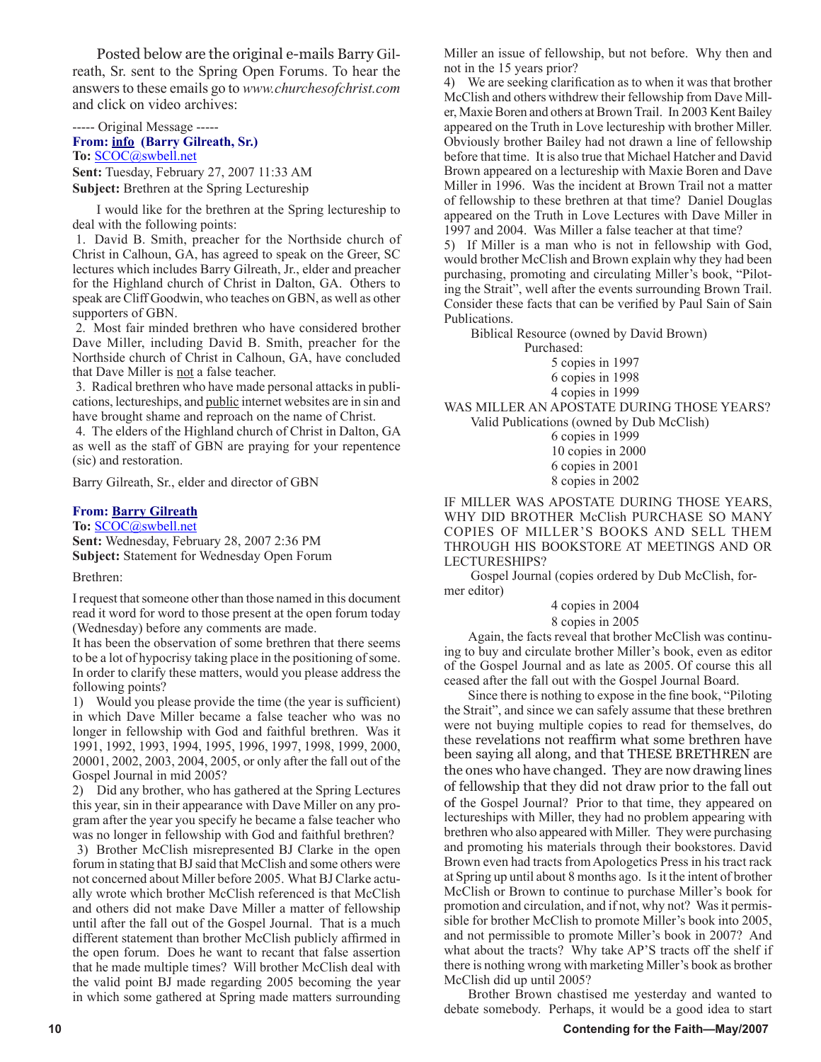Posted below are the original e-mails Barry Gilreath, Sr. sent to the Spring Open Forums. To hear the answers to these emails go to *www.churchesofchrist.com* and click on video archives:

----- Original Message -----
**From: info (Barry Gilreath, Sr.)**
**To:** SCOC@swbell.net
**Sent:** Tuesday, February 27, 2007 11:33 AM
**Subject:** Brethren at the Spring Lectureship

I would like for the brethren at the Spring lectureship to deal with the following points:

1. David B. Smith, preacher for the Northside church of Christ in Calhoun, GA, has agreed to speak on the Greer, SC lectures which includes Barry Gilreath, Jr., elder and preacher for the Highland church of Christ in Dalton, GA. Others to speak are Cliff Goodwin, who teaches on GBN, as well as other supporters of GBN.
2. Most fair minded brethren who have considered brother Dave Miller, including David B. Smith, preacher for the Northside church of Christ in Calhoun, GA, have concluded that Dave Miller is not a false teacher.
3. Radical brethren who have made personal attacks in publications, lectureships, and public internet websites are in sin and have brought shame and reproach on the name of Christ.
4. The elders of the Highland church of Christ in Dalton, GA as well as the staff of GBN are praying for your repentence (sic) and restoration.

Barry Gilreath, Sr., elder and director of GBN

**From: Barry Gilreath**
**To:** SCOC@swbell.net
**Sent:** Wednesday, February 28, 2007 2:36 PM
**Subject:** Statement for Wednesday Open Forum

Brethren:

I request that someone other than those named in this document read it word for word to those present at the open forum today (Wednesday) before any comments are made.

It has been the observation of some brethren that there seems to be a lot of hypocrisy taking place in the positioning of some. In order to clarify these matters, would you please address the following points?

1) Would you please provide the time (the year is sufficient) in which Dave Miller became a false teacher who was no longer in fellowship with God and faithful brethren. Was it 1991, 1992, 1993, 1994, 1995, 1996, 1997, 1998, 1999, 2000, 20001, 2002, 2003, 2004, 2005, or only after the fall out of the Gospel Journal in mid 2005?

2) Did any brother, who has gathered at the Spring Lectures this year, sin in their appearance with Dave Miller on any program after the year you specify he became a false teacher who was no longer in fellowship with God and faithful brethren?

3) Brother McClish misrepresented BJ Clarke in the open forum in stating that BJ said that McClish and some others were not concerned about Miller before 2005. What BJ Clarke actually wrote which brother McClish referenced is that McClish and others did not make Dave Miller a matter of fellowship until after the fall out of the Gospel Journal. That is a much different statement than brother McClish publicly affirmed in the open forum. Does he want to recant that false assertion that he made multiple times? Will brother McClish deal with the valid point BJ made regarding 2005 becoming the year in which some gathered at Spring made matters surrounding Miller an issue of fellowship, but not before. Why then and not in the 15 years prior?

4) We are seeking clarification as to when it was that brother McClish and others withdrew their fellowship from Dave Miller, Maxie Boren and others at Brown Trail. In 2003 Kent Bailey appeared on the Truth in Love lectureship with brother Miller. Obviously brother Bailey had not drawn a line of fellowship before that time. It is also true that Michael Hatcher and David Brown appeared on a lectureship with Maxie Boren and Dave Miller in 1996. Was the incident at Brown Trail not a matter of fellowship to these brethren at that time? Daniel Douglas appeared on the Truth in Love Lectures with Dave Miller in 1997 and 2004. Was Miller a false teacher at that time?

5) If Miller is a man who is not in fellowship with God, would brother McClish and Brown explain why they had been purchasing, promoting and circulating Miller's book, "Piloting the Strait", well after the events surrounding Brown Trail. Consider these facts that can be verified by Paul Sain of Sain Publications.

Biblical Resource (owned by David Brown)
Purchased:
5 copies in 1997
6 copies in 1998
4 copies in 1999

WAS MILLER AN APOSTATE DURING THOSE YEARS?

Valid Publications (owned by Dub McClish)
6 copies in 1999
10 copies in 2000
6 copies in 2001
8 copies in 2002

IF MILLER WAS APOSTATE DURING THOSE YEARS, WHY DID BROTHER McClish PURCHASE SO MANY COPIES OF MILLER'S BOOKS AND SELL THEM THROUGH HIS BOOKSTORE AT MEETINGS AND OR LECTURESHIPS?

Gospel Journal (copies ordered by Dub McClish, former editor)
4 copies in 2004
8 copies in 2005

Again, the facts reveal that brother McClish was continuing to buy and circulate brother Miller's book, even as editor of the Gospel Journal and as late as 2005. Of course this all ceased after the fall out with the Gospel Journal Board.

Since there is nothing to expose in the fine book, "Piloting the Strait", and since we can safely assume that these brethren were not buying multiple copies to read for themselves, do these revelations not reaffirm what some brethren have been saying all along, and that THESE BRETHREN are the ones who have changed. They are now drawing lines of fellowship that they did not draw prior to the fall out of the Gospel Journal? Prior to that time, they appeared on lectureships with Miller, they had no problem appearing with brethren who also appeared with Miller. They were purchasing and promoting his materials through their bookstores. David Brown even had tracts from Apologetics Press in his tract rack at Spring up until about 8 months ago. Is it the intent of brother McClish or Brown to continue to purchase Miller's book for promotion and circulation, and if not, why not? Was it permissible for brother McClish to promote Miller's book into 2005, and not permissible to promote Miller's book in 2007? And what about the tracts? Why take AP'S tracts off the shelf if there is nothing wrong with marketing Miller's book as brother McClish did up until 2005?

Brother Brown chastised me yesterday and wanted to debate somebody. Perhaps, it would be a good idea to start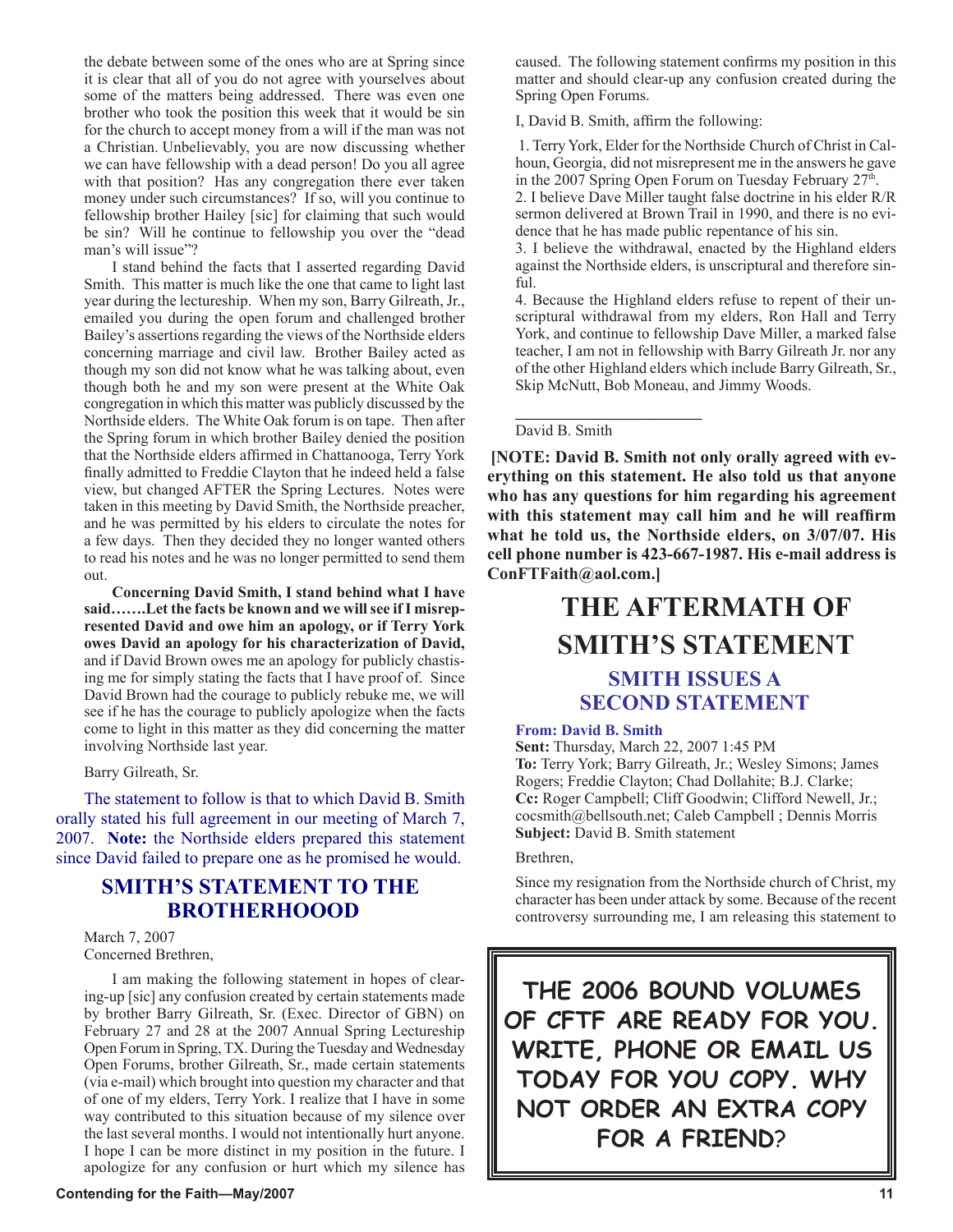the debate between some of the ones who are at Spring since it is clear that all of you do not agree with yourselves about some of the matters being addressed. There was even one brother who took the position this week that it would be sin for the church to accept money from a will if the man was not a Christian. Unbelievably, you are now discussing whether we can have fellowship with a dead person! Do you all agree with that position? Has any congregation there ever taken money under such circumstances? If so, will you continue to fellowship brother Hailey [sic] for claiming that such would be sin? Will he continue to fellowship you over the "dead man's will issue"?

I stand behind the facts that I asserted regarding David Smith. This matter is much like the one that came to light last year during the lectureship. When my son, Barry Gilreath, Jr., emailed you during the open forum and challenged brother Bailey's assertions regarding the views of the Northside elders concerning marriage and civil law. Brother Bailey acted as though my son did not know what he was talking about, even though both he and my son were present at the White Oak congregation in which this matter was publicly discussed by the Northside elders. The White Oak forum is on tape. Then after the Spring forum in which brother Bailey denied the position that the Northside elders affirmed in Chattanooga, Terry York finally admitted to Freddie Clayton that he indeed held a false view, but changed AFTER the Spring Lectures. Notes were taken in this meeting by David Smith, the Northside preacher, and he was permitted by his elders to circulate the notes for a few days. Then they decided they no longer wanted others to read his notes and he was no longer permitted to send them out.

**Concerning David Smith, I stand behind what I have said…….Let the facts be known and we will see if I misrepresented David and owe him an apology, or if Terry York owes David an apology for his characterization of David,** and if David Brown owes me an apology for publicly chastising me for simply stating the facts that I have proof of. Since David Brown had the courage to publicly rebuke me, we will see if he has the courage to publicly apologize when the facts come to light in this matter as they did concerning the matter involving Northside last year.

Barry Gilreath, Sr.

The statement to follow is that to which David B. Smith orally stated his full agreement in our meeting of March 7, 2007. **Note:** the Northside elders prepared this statement since David failed to prepare one as he promised he would.

## SMITH'S STATEMENT TO THE BROTHERHOOOD

March 7, 2007
Concerned Brethren,

I am making the following statement in hopes of clearing-up [sic] any confusion created by certain statements made by brother Barry Gilreath, Sr. (Exec. Director of GBN) on February 27 and 28 at the 2007 Annual Spring Lectureship Open Forum in Spring, TX. During the Tuesday and Wednesday Open Forums, brother Gilreath, Sr., made certain statements (via e-mail) which brought into question my character and that of one of my elders, Terry York. I realize that I have in some way contributed to this situation because of my silence over the last several months. I would not intentionally hurt anyone. I hope I can be more distinct in my position in the future. I apologize for any confusion or hurt which my silence has caused. The following statement confirms my position in this matter and should clear-up any confusion created during the Spring Open Forums.

I, David B. Smith, affirm the following:

1. Terry York, Elder for the Northside Church of Christ in Calhoun, Georgia, did not misrepresent me in the answers he gave in the 2007 Spring Open Forum on Tuesday February 27th.
2. I believe Dave Miller taught false doctrine in his elder R/R sermon delivered at Brown Trail in 1990, and there is no evidence that he has made public repentance of his sin.
3. I believe the withdrawal, enacted by the Highland elders against the Northside elders, is unscriptural and therefore sinful.
4. Because the Highland elders refuse to repent of their unscriptural withdrawal from my elders, Ron Hall and Terry York, and continue to fellowship Dave Miller, a marked false teacher, I am not in fellowship with Barry Gilreath Jr. nor any of the other Highland elders which include Barry Gilreath, Sr., Skip McNutt, Bob Moneau, and Jimmy Woods.

\_\_\_\_\_\_\_\_\_\_\_\_\_\_\_\_\_\_\_\_\_\_\_\_

David B. Smith

**[NOTE: David B. Smith not only orally agreed with everything on this statement. He also told us that anyone who has any questions for him regarding his agreement with this statement may call him and he will reaffirm what he told us, the Northside elders, on 3/07/07. His cell phone number is 423-667-1987. His e-mail address is ConFTFaith@aol.com.]**

# THE AFTERMATH OF SMITH'S STATEMENT

## SMITH ISSUES A SECOND STATEMENT

**From: David B. Smith**
**Sent:** Thursday, March 22, 2007 1:45 PM
**To:** Terry York; Barry Gilreath, Jr.; Wesley Simons; James Rogers; Freddie Clayton; Chad Dollahite; B.J. Clarke;
**Cc:** Roger Campbell; Cliff Goodwin; Clifford Newell, Jr.; cocsmith@bellsouth.net; Caleb Campbell ; Dennis Morris
**Subject:** David B. Smith statement

Brethren,

Since my resignation from the Northside church of Christ, my character has been under attack by some. Because of the recent controversy surrounding me, I am releasing this statement to

**THE 2006 BOUND VOLUMES OF CFTF ARE READY FOR YOU. WRITE, PHONE OR EMAIL US TODAY FOR YOU COPY. WHY NOT ORDER AN EXTRA COPY FOR A FRIEND?**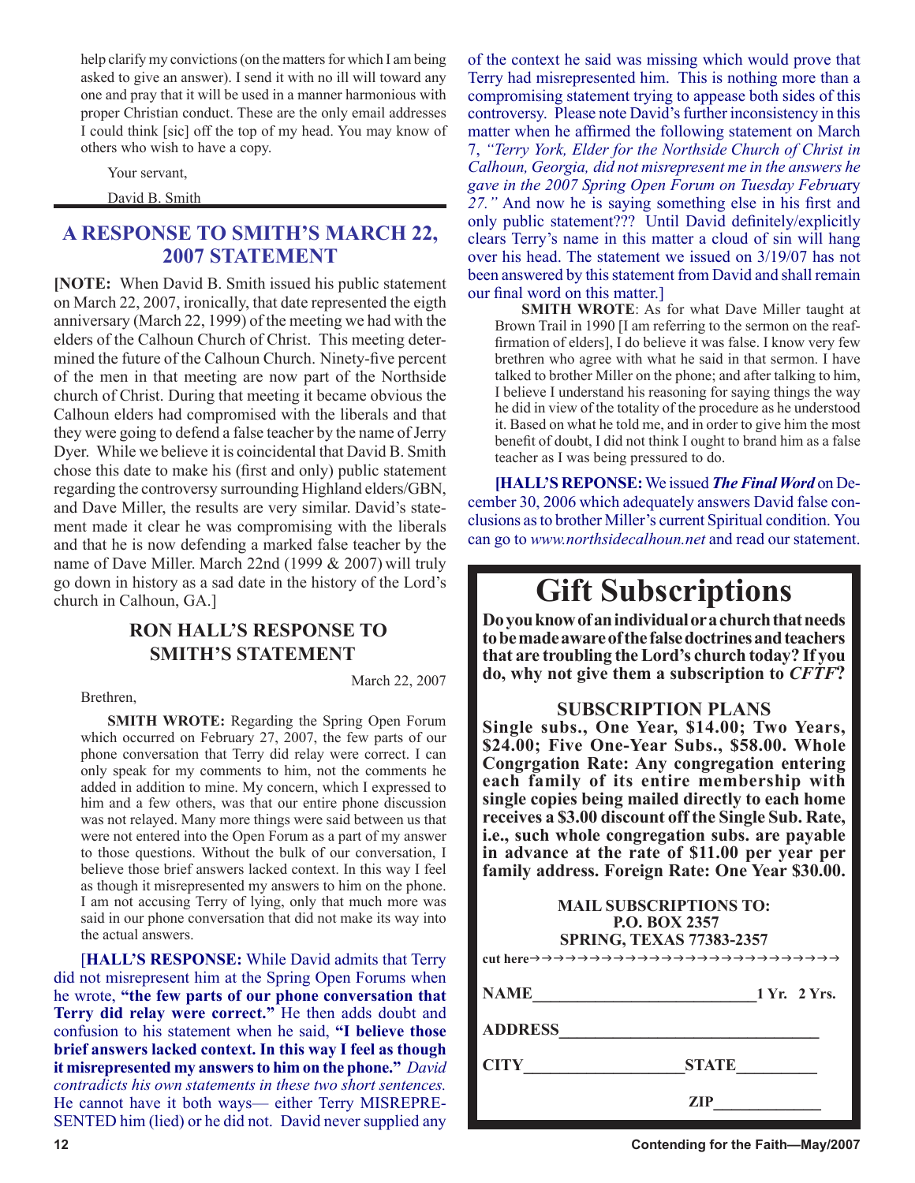help clarify my convictions (on the matters for which I am being asked to give an answer). I send it with no ill will toward any one and pray that it will be used in a manner harmonious with proper Christian conduct. These are the only email addresses I could think [sic] off the top of my head. You may know of others who wish to have a copy.

Your servant,

David B. Smith

## A RESPONSE TO SMITH'S MARCH 22, 2007 STATEMENT

**[NOTE:** When David B. Smith issued his public statement on March 22, 2007, ironically, that date represented the eigth anniversary (March 22, 1999) of the meeting we had with the elders of the Calhoun Church of Christ. This meeting determined the future of the Calhoun Church. Ninety-five percent of the men in that meeting are now part of the Northside church of Christ. During that meeting it became obvious the Calhoun elders had compromised with the liberals and that they were going to defend a false teacher by the name of Jerry Dyer. While we believe it is coincidental that David B. Smith chose this date to make his (first and only) public statement regarding the controversy surrounding Highland elders/GBN, and Dave Miller, the results are very similar. David's statement made it clear he was compromising with the liberals and that he is now defending a marked false teacher by the name of Dave Miller. March 22nd (1999 & 2007) will truly go down in history as a sad date in the history of the Lord's church in Calhoun, GA.]

### RON HALL'S RESPONSE TO SMITH'S STATEMENT

March 22, 2007

Brethren,

**SMITH WROTE:** Regarding the Spring Open Forum which occurred on February 27, 2007, the few parts of our phone conversation that Terry did relay were correct. I can only speak for my comments to him, not the comments he added in addition to mine. My concern, which I expressed to him and a few others, was that our entire phone discussion was not relayed. Many more things were said between us that were not entered into the Open Forum as a part of my answer to those questions. Without the bulk of our conversation, I believe those brief answers lacked context. In this way I feel as though it misrepresented my answers to him on the phone. I am not accusing Terry of lying, only that much more was said in our phone conversation that did not make its way into the actual answers.

[**HALL'S RESPONSE:** While David admits that Terry did not misrepresent him at the Spring Open Forums when he wrote, **"the few parts of our phone conversation that Terry did relay were correct."** He then adds doubt and confusion to his statement when he said, **"I believe those brief answers lacked context. In this way I feel as though it misrepresented my answers to him on the phone."** *David contradicts his own statements in these two short sentences.* He cannot have it both ways— either Terry MISREPRESENTED him (lied) or he did not. David never supplied any of the context he said was missing which would prove that Terry had misrepresented him. This is nothing more than a compromising statement trying to appease both sides of this controversy. Please note David's further inconsistency in this matter when he affirmed the following statement on March 7, *"Terry York, Elder for the Northside Church of Christ in Calhoun, Georgia, did not misrepresent me in the answers he gave in the 2007 Spring Open Forum on Tuesday February 27."* And now he is saying something else in his first and only public statement??? Until David definitely/explicitly clears Terry's name in this matter a cloud of sin will hang over his head. The statement we issued on 3/19/07 has not been answered by this statement from David and shall remain our final word on this matter.]

**SMITH WROTE**: As for what Dave Miller taught at Brown Trail in 1990 [I am referring to the sermon on the reaffirmation of elders], I do believe it was false. I know very few brethren who agree with what he said in that sermon. I have talked to brother Miller on the phone; and after talking to him, I believe I understand his reasoning for saying things the way he did in view of the totality of the procedure as he understood it. Based on what he told me, and in order to give him the most benefit of doubt, I did not think I ought to brand him as a false teacher as I was being pressured to do.

**[HALL'S REPONSE:** We issued ***The Final Word*** on December 30, 2006 which adequately answers David false conclusions as to brother Miller's current Spiritual condition. You can go to *www.northsidecalhoun.net* and read our statement.

# Gift Subscriptions

**Do you know of an individual or a church that needs to be made aware of the false doctrines and teachers that are troubling the Lord's church today? If you do, why not give them a subscription to *CFTF*?**

### SUBSCRIPTION PLANS

**Single subs., One Year, $14.00; Two Years, $24.00; Five One-Year Subs., $58.00. Whole Congrgation Rate: Any congregation entering each family of its entire membership with single copies being mailed directly to each home receives a $3.00 discount off the Single Sub. Rate, i.e., such whole congregation subs. are payable in advance at the rate of $11.00 per year per family address. Foreign Rate: One Year $30.00.**

**MAIL SUBSCRIPTIONS TO:**
**P.O. BOX 2357**
**SPRING, TEXAS 77383-2357**

cut here→→→→→→→→→→→→→→→→→→→→→→→→→

**NAME**__________________________ **1 Yr. 2 Yrs.**

**ADDRESS**______________________________

**CITY**__________________ **STATE**_________

**ZIP**____________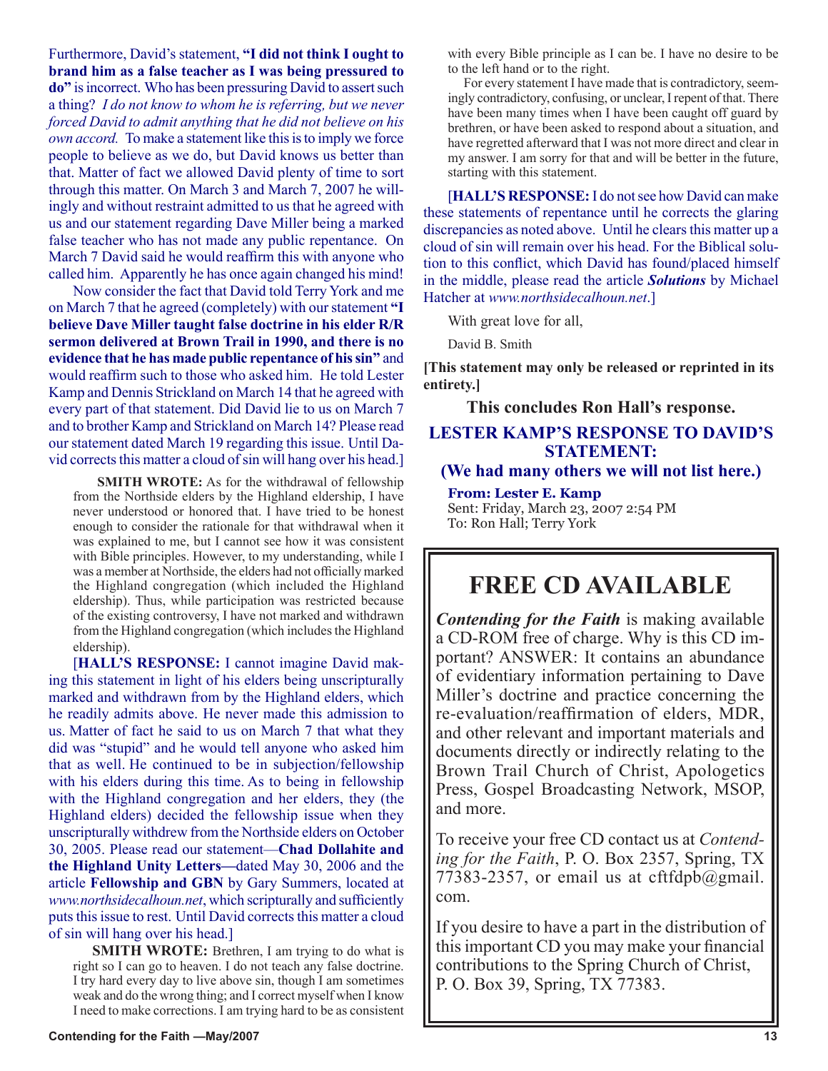Furthermore, David's statement, **"I did not think I ought to brand him as a false teacher as I was being pressured to do"** is incorrect. Who has been pressuring David to assert such a thing? *I do not know to whom he is referring, but we never forced David to admit anything that he did not believe on his own accord.* To make a statement like this is to imply we force people to believe as we do, but David knows us better than that. Matter of fact we allowed David plenty of time to sort through this matter. On March 3 and March 7, 2007 he willingly and without restraint admitted to us that he agreed with us and our statement regarding Dave Miller being a marked false teacher who has not made any public repentance. On March 7 David said he would reaffirm this with anyone who called him. Apparently he has once again changed his mind!

Now consider the fact that David told Terry York and me on March 7 that he agreed (completely) with our statement **"I believe Dave Miller taught false doctrine in his elder R/R sermon delivered at Brown Trail in 1990, and there is no evidence that he has made public repentance of his sin"** and would reaffirm such to those who asked him. He told Lester Kamp and Dennis Strickland on March 14 that he agreed with every part of that statement. Did David lie to us on March 7 and to brother Kamp and Strickland on March 14? Please read our statement dated March 19 regarding this issue. Until David corrects this matter a cloud of sin will hang over his head.]

> **SMITH WROTE:** As for the withdrawal of fellowship from the Northside elders by the Highland eldership, I have never understood or honored that. I have tried to be honest enough to consider the rationale for that withdrawal when it was explained to me, but I cannot see how it was consistent with Bible principles. However, to my understanding, while I was a member at Northside, the elders had not officially marked the Highland congregation (which included the Highland eldership). Thus, while participation was restricted because of the existing controversy, I have not marked and withdrawn from the Highland congregation (which includes the Highland eldership).

[**HALL'S RESPONSE:** I cannot imagine David making this statement in light of his elders being unscripturally marked and withdrawn from by the Highland elders, which he readily admits above. He never made this admission to us. Matter of fact he said to us on March 7 that what they did was "stupid" and he would tell anyone who asked him that as well. He continued to be in subjection/fellowship with his elders during this time. As to being in fellowship with the Highland congregation and her elders, they (the Highland elders) decided the fellowship issue when they unscripturally withdrew from the Northside elders on October 30, 2005. Please read our statement—**Chad Dollahite and the Highland Unity Letters—**dated May 30, 2006 and the article **Fellowship and GBN** by Gary Summers, located at *www.northsidecalhoun.net*, which scripturally and sufficiently puts this issue to rest. Until David corrects this matter a cloud of sin will hang over his head.]

> **SMITH WROTE:** Brethren, I am trying to do what is right so I can go to heaven. I do not teach any false doctrine. I try hard every day to live above sin, though I am sometimes weak and do the wrong thing; and I correct myself when I know I need to make corrections. I am trying hard to be as consistent with every Bible principle as I can be. I have no desire to be to the left hand or to the right.
>
> For every statement I have made that is contradictory, seemingly contradictory, confusing, or unclear, I repent of that. There have been many times when I have been caught off guard by brethren, or have been asked to respond about a situation, and have regretted afterward that I was not more direct and clear in my answer. I am sorry for that and will be better in the future, starting with this statement.

[**HALL'S RESPONSE:** I do not see how David can make these statements of repentance until he corrects the glaring discrepancies as noted above. Until he clears this matter up a cloud of sin will remain over his head. For the Biblical solution to this conflict, which David has found/placed himself in the middle, please read the article ***Solutions*** by Michael Hatcher at *www.northsidecalhoun.net*.]

With great love for all,

David B. Smith

**[This statement may only be released or reprinted in its entirety.]**

**This concludes Ron Hall's response.**

## LESTER KAMP'S RESPONSE TO DAVID'S STATEMENT:

### (We had many others we will not list here.)

**From: Lester E. Kamp**
Sent: Friday, March 23, 2007 2:54 PM
To: Ron Hall; Terry York

---

# FREE CD AVAILABLE

***Contending for the Faith*** is making available a CD-ROM free of charge. Why is this CD important? ANSWER: It contains an abundance of evidentiary information pertaining to Dave Miller's doctrine and practice concerning the re-evaluation/reaffirmation of elders, MDR, and other relevant and important materials and documents directly or indirectly relating to the Brown Trail Church of Christ, Apologetics Press, Gospel Broadcasting Network, MSOP, and more.

To receive your free CD contact us at *Contending for the Faith*, P. O. Box 2357, Spring, TX 77383-2357, or email us at cftfdpb@gmail.com.

If you desire to have a part in the distribution of this important CD you may make your financial contributions to the Spring Church of Christ, P. O. Box 39, Spring, TX 77383.

---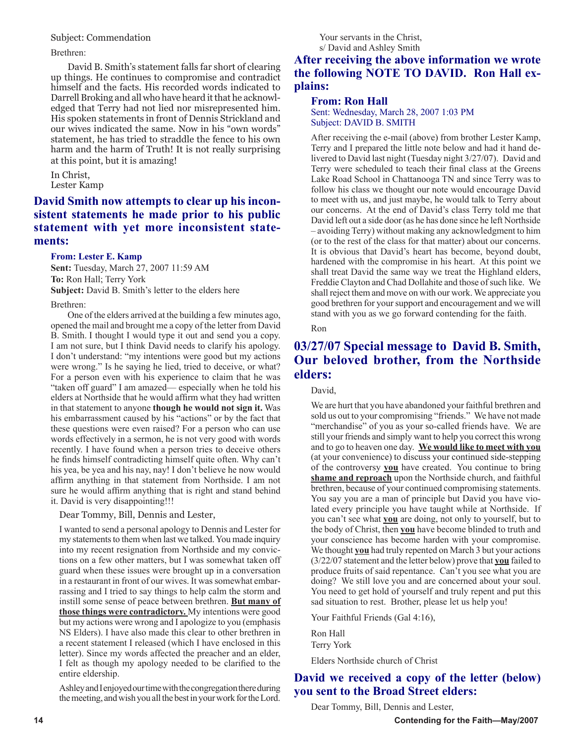Subject: Commendation

Brethren:

David B. Smith's statement falls far short of clearing up things. He continues to compromise and contradict himself and the facts. His recorded words indicated to Darrell Broking and all who have heard it that he acknowledged that Terry had not lied nor misrepresented him. His spoken statements in front of Dennis Strickland and our wives indicated the same. Now in his "own words" statement, he has tried to straddle the fence to his own harm and the harm of Truth! It is not really surprising at this point, but it is amazing!

In Christ,
Lester Kamp

## David Smith now attempts to clear up his inconsistent statements he made prior to his public statement with yet more inconsistent statements:

**From: Lester E. Kamp**
**Sent:** Tuesday, March 27, 2007 11:59 AM
**To:** Ron Hall; Terry York
**Subject:** David B. Smith's letter to the elders here

Brethren:

One of the elders arrived at the building a few minutes ago, opened the mail and brought me a copy of the letter from David B. Smith. I thought I would type it out and send you a copy. I am not sure, but I think David needs to clarify his apology. I don't understand: "my intentions were good but my actions were wrong." Is he saying he lied, tried to deceive, or what? For a person even with his experience to claim that he was "taken off guard" I am amazed— especially when he told his elders at Northside that he would affirm what they had written in that statement to anyone **though he would not sign it.** Was his embarrassment caused by his "actions" or by the fact that these questions were even raised? For a person who can use words effectively in a sermon, he is not very good with words recently. I have found when a person tries to deceive others he finds himself contradicting himself quite often. Why can't his yea, be yea and his nay, nay! I don't believe he now would affirm anything in that statement from Northside. I am not sure he would affirm anything that is right and stand behind it. David is very disappointing!!!

Dear Tommy, Bill, Dennis and Lester,

I wanted to send a personal apology to Dennis and Lester for my statements to them when last we talked. You made inquiry into my recent resignation from Northside and my convictions on a few other matters, but I was somewhat taken off guard when these issues were brought up in a conversation in a restaurant in front of our wives. It was somewhat embarrassing and I tried to say things to help calm the storm and instill some sense of peace between brethren. **But many of those things were contradictory.** My intentions were good but my actions were wrong and I apologize to you (emphasis NS Elders). I have also made this clear to other brethren in a recent statement I released (which I have enclosed in this letter). Since my words affected the preacher and an elder, I felt as though my apology needed to be clarified to the entire eldership.

Ashley and I enjoyed our time with the congregation there during the meeting, and wish you all the best in your work for the Lord.

Your servants in the Christ,
s/ David and Ashley Smith

## After receiving the above information we wrote the following NOTE TO DAVID. Ron Hall explains:

**From: Ron Hall**
Sent: Wednesday, March 28, 2007 1:03 PM
Subject: DAVID B. SMITH

After receiving the e-mail (above) from brother Lester Kamp, Terry and I prepared the little note below and had it hand delivered to David last night (Tuesday night 3/27/07). David and Terry were scheduled to teach their final class at the Greens Lake Road School in Chattanooga TN and since Terry was to follow his class we thought our note would encourage David to meet with us, and just maybe, he would talk to Terry about our concerns. At the end of David's class Terry told me that David left out a side door (as he has done since he left Northside – avoiding Terry) without making any acknowledgment to him (or to the rest of the class for that matter) about our concerns. It is obvious that David's heart has become, beyond doubt, hardened with the compromise in his heart. At this point we shall treat David the same way we treat the Highland elders, Freddie Clayton and Chad Dollahite and those of such like. We shall reject them and move on with our work. We appreciate you good brethren for your support and encouragement and we will stand with you as we go forward contending for the faith.

Ron

## 03/27/07 Special message to David B. Smith, Our beloved brother, from the Northside elders:

David,

We are hurt that you have abandoned your faithful brethren and sold us out to your compromising "friends." We have not made "merchandise" of you as your so-called friends have. We are still your friends and simply want to help you correct this wrong and to go to heaven one day. **We would like to meet with you** (at your convenience) to discuss your continued side-stepping of the controversy **you** have created. You continue to bring **shame and reproach** upon the Northside church, and faithful brethren, because of your continued compromising statements. You say you are a man of principle but David you have violated every principle you have taught while at Northside. If you can't see what **you** are doing, not only to yourself, but to the body of Christ, then **you** have become blinded to truth and your conscience has become harden with your compromise. We thought **you** had truly repented on March 3 but your actions (3/22/07 statement and the letter below) prove that **you** failed to produce fruits of said repentance. Can't you see what you are doing? We still love you and are concerned about your soul. You need to get hold of yourself and truly repent and put this sad situation to rest. Brother, please let us help you!

Your Faithful Friends (Gal 4:16),

Ron Hall
Terry York

Elders Northside church of Christ

## David we received a copy of the letter (below) you sent to the Broad Street elders:

Dear Tommy, Bill, Dennis and Lester,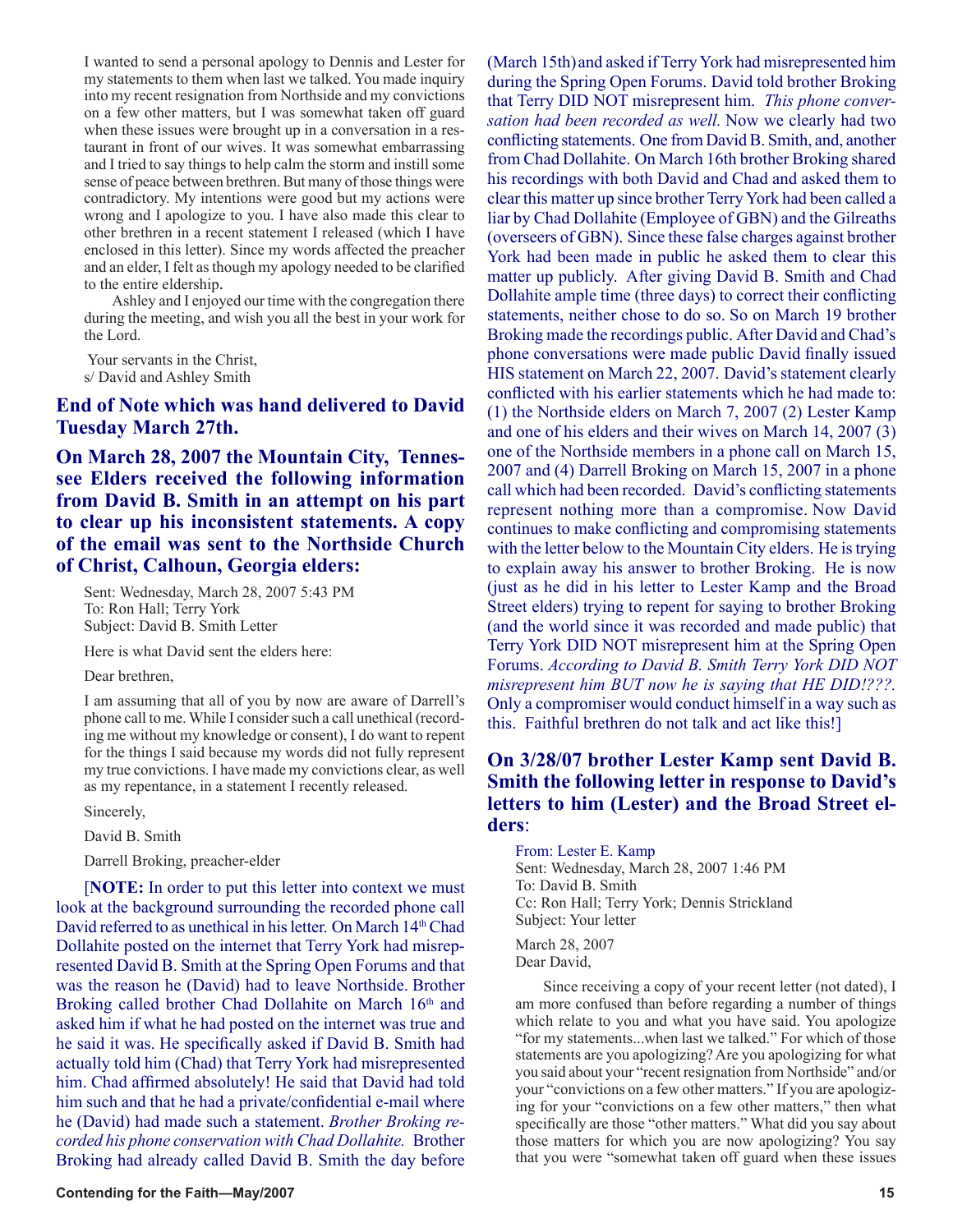I wanted to send a personal apology to Dennis and Lester for my statements to them when last we talked. You made inquiry into my recent resignation from Northside and my convictions on a few other matters, but I was somewhat taken off guard when these issues were brought up in a conversation in a restaurant in front of our wives. It was somewhat embarrassing and I tried to say things to help calm the storm and instill some sense of peace between brethren. But many of those things were contradictory. My intentions were good but my actions were wrong and I apologize to you. I have also made this clear to other brethren in a recent statement I released (which I have enclosed in this letter). Since my words affected the preacher and an elder, I felt as though my apology needed to be clarified to the entire eldership.

Ashley and I enjoyed our time with the congregation there during the meeting, and wish you all the best in your work for the Lord.

Your servants in the Christ,
s/ David and Ashley Smith

**End of Note which was hand delivered to David Tuesday March 27th.**

**On March 28, 2007 the Mountain City, Tennessee Elders received the following information from David B. Smith in an attempt on his part to clear up his inconsistent statements. A copy of the email was sent to the Northside Church of Christ, Calhoun, Georgia elders:**

Sent: Wednesday, March 28, 2007 5:43 PM
To: Ron Hall; Terry York
Subject: David B. Smith Letter

Here is what David sent the elders here:

Dear brethren,

I am assuming that all of you by now are aware of Darrell's phone call to me. While I consider such a call unethical (recording me without my knowledge or consent), I do want to repent for the things I said because my words did not fully represent my true convictions. I have made my convictions clear, as well as my repentance, in a statement I recently released.

Sincerely,

David B. Smith

Darrell Broking, preacher-elder

[**NOTE:** In order to put this letter into context we must look at the background surrounding the recorded phone call David referred to as unethical in his letter. On March 14th Chad Dollahite posted on the internet that Terry York had misrepresented David B. Smith at the Spring Open Forums and that was the reason he (David) had to leave Northside. Brother Broking called brother Chad Dollahite on March 16th and asked him if what he had posted on the internet was true and he said it was. He specifically asked if David B. Smith had actually told him (Chad) that Terry York had misrepresented him. Chad affirmed absolutely! He said that David had told him such and that he had a private/confidential e-mail where he (David) had made such a statement. *Brother Broking recorded his phone conservation with Chad Dollahite.* Brother Broking had already called David B. Smith the day before (March 15th) and asked if Terry York had misrepresented him during the Spring Open Forums. David told brother Broking that Terry DID NOT misrepresent him. *This phone conversation had been recorded as well.* Now we clearly had two conflicting statements. One from David B. Smith, and, another from Chad Dollahite. On March 16th brother Broking shared his recordings with both David and Chad and asked them to clear this matter up since brother Terry York had been called a liar by Chad Dollahite (Employee of GBN) and the Gilreaths (overseers of GBN). Since these false charges against brother York had been made in public he asked them to clear this matter up publicly. After giving David B. Smith and Chad Dollahite ample time (three days) to correct their conflicting statements, neither chose to do so. So on March 19 brother Broking made the recordings public. After David and Chad's phone conversations were made public David finally issued HIS statement on March 22, 2007. David's statement clearly conflicted with his earlier statements which he had made to: (1) the Northside elders on March 7, 2007 (2) Lester Kamp and one of his elders and their wives on March 14, 2007 (3) one of the Northside members in a phone call on March 15, 2007 and (4) Darrell Broking on March 15, 2007 in a phone call which had been recorded. David's conflicting statements represent nothing more than a compromise. Now David continues to make conflicting and compromising statements with the letter below to the Mountain City elders. He is trying to explain away his answer to brother Broking. He is now (just as he did in his letter to Lester Kamp and the Broad Street elders) trying to repent for saying to brother Broking (and the world since it was recorded and made public) that Terry York DID NOT misrepresent him at the Spring Open Forums. *According to David B. Smith Terry York DID NOT misrepresent him BUT now he is saying that HE DID!???.* Only a compromiser would conduct himself in a way such as this. Faithful brethren do not talk and act like this!]

**On 3/28/07 brother Lester Kamp sent David B. Smith the following letter in response to David's letters to him (Lester) and the Broad Street elders**:

From: Lester E. Kamp
Sent: Wednesday, March 28, 2007 1:46 PM
To: David B. Smith
Cc: Ron Hall; Terry York; Dennis Strickland
Subject: Your letter

March 28, 2007
Dear David,

Since receiving a copy of your recent letter (not dated), I am more confused than before regarding a number of things which relate to you and what you have said. You apologize "for my statements...when last we talked." For which of those statements are you apologizing? Are you apologizing for what you said about your "recent resignation from Northside" and/or your "convictions on a few other matters." If you are apologizing for your "convictions on a few other matters," then what specifically are those "other matters." What did you say about those matters for which you are now apologizing? You say that you were "somewhat taken off guard when these issues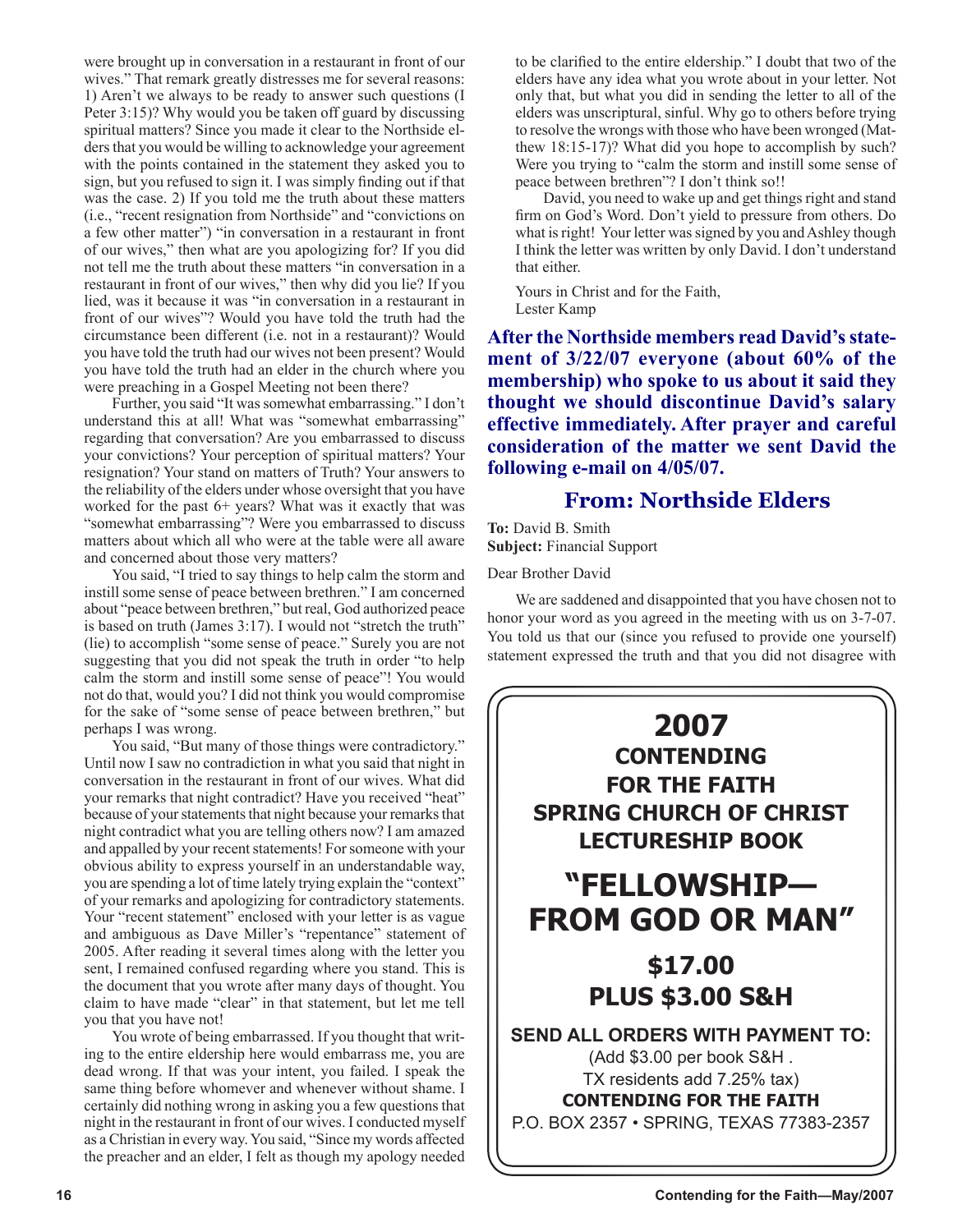were brought up in conversation in a restaurant in front of our wives." That remark greatly distresses me for several reasons: 1) Aren't we always to be ready to answer such questions (I Peter 3:15)? Why would you be taken off guard by discussing spiritual matters? Since you made it clear to the Northside elders that you would be willing to acknowledge your agreement with the points contained in the statement they asked you to sign, but you refused to sign it. I was simply finding out if that was the case. 2) If you told me the truth about these matters (i.e., "recent resignation from Northside" and "convictions on a few other matter") "in conversation in a restaurant in front of our wives," then what are you apologizing for? If you did not tell me the truth about these matters "in conversation in a restaurant in front of our wives," then why did you lie? If you lied, was it because it was "in conversation in a restaurant in front of our wives"? Would you have told the truth had the circumstance been different (i.e. not in a restaurant)? Would you have told the truth had our wives not been present? Would you have told the truth had an elder in the church where you were preaching in a Gospel Meeting not been there?

Further, you said "It was somewhat embarrassing." I don't understand this at all! What was "somewhat embarrassing" regarding that conversation? Are you embarrassed to discuss your convictions? Your perception of spiritual matters? Your resignation? Your stand on matters of Truth? Your answers to the reliability of the elders under whose oversight that you have worked for the past 6+ years? What was it exactly that was "somewhat embarrassing"? Were you embarrassed to discuss matters about which all who were at the table were all aware and concerned about those very matters?

You said, "I tried to say things to help calm the storm and instill some sense of peace between brethren." I am concerned about "peace between brethren," but real, God authorized peace is based on truth (James 3:17). I would not "stretch the truth" (lie) to accomplish "some sense of peace." Surely you are not suggesting that you did not speak the truth in order "to help calm the storm and instill some sense of peace"! You would not do that, would you? I did not think you would compromise for the sake of "some sense of peace between brethren," but perhaps I was wrong.

You said, "But many of those things were contradictory." Until now I saw no contradiction in what you said that night in conversation in the restaurant in front of our wives. What did your remarks that night contradict? Have you received "heat" because of your statements that night because your remarks that night contradict what you are telling others now? I am amazed and appalled by your recent statements! For someone with your obvious ability to express yourself in an understandable way, you are spending a lot of time lately trying explain the "context" of your remarks and apologizing for contradictory statements. Your "recent statement" enclosed with your letter is as vague and ambiguous as Dave Miller's "repentance" statement of 2005. After reading it several times along with the letter you sent, I remained confused regarding where you stand. This is the document that you wrote after many days of thought. You claim to have made "clear" in that statement, but let me tell you that you have not!

You wrote of being embarrassed. If you thought that writing to the entire eldership here would embarrass me, you are dead wrong. If that was your intent, you failed. I speak the same thing before whomever and whenever without shame. I certainly did nothing wrong in asking you a few questions that night in the restaurant in front of our wives. I conducted myself as a Christian in every way. You said, "Since my words affected the preacher and an elder, I felt as though my apology needed to be clarified to the entire eldership." I doubt that two of the elders have any idea what you wrote about in your letter. Not only that, but what you did in sending the letter to all of the elders was unscriptural, sinful. Why go to others before trying to resolve the wrongs with those who have been wronged (Matthew 18:15-17)? What did you hope to accomplish by such? Were you trying to "calm the storm and instill some sense of peace between brethren"? I don't think so!!

David, you need to wake up and get things right and stand firm on God's Word. Don't yield to pressure from others. Do what is right! Your letter was signed by you and Ashley though I think the letter was written by only David. I don't understand that either.

Yours in Christ and for the Faith,
Lester Kamp

**After the Northside members read David's statement of 3/22/07 everyone (about 60% of the membership) who spoke to us about it said they thought we should discontinue David's salary effective immediately. After prayer and careful consideration of the matter we sent David the following e-mail on 4/05/07.**

## From: Northside Elders

**To:** David B. Smith
**Subject:** Financial Support

Dear Brother David

We are saddened and disappointed that you have chosen not to honor your word as you agreed in the meeting with us on 3-7-07. You told us that our (since you refused to provide one yourself) statement expressed the truth and that you did not disagree with

---

**2007**
**CONTENDING FOR THE FAITH SPRING CHURCH OF CHRIST LECTURESHIP BOOK**

**"FELLOWSHIP— FROM GOD OR MAN"**

**$17.00**
**PLUS $3.00 S&H**

**SEND ALL ORDERS WITH PAYMENT TO:**
(Add $3.00 per book S&H .
TX residents add 7.25% tax)
**CONTENDING FOR THE FAITH**
P.O. BOX 2357 • SPRING, TEXAS 77383-2357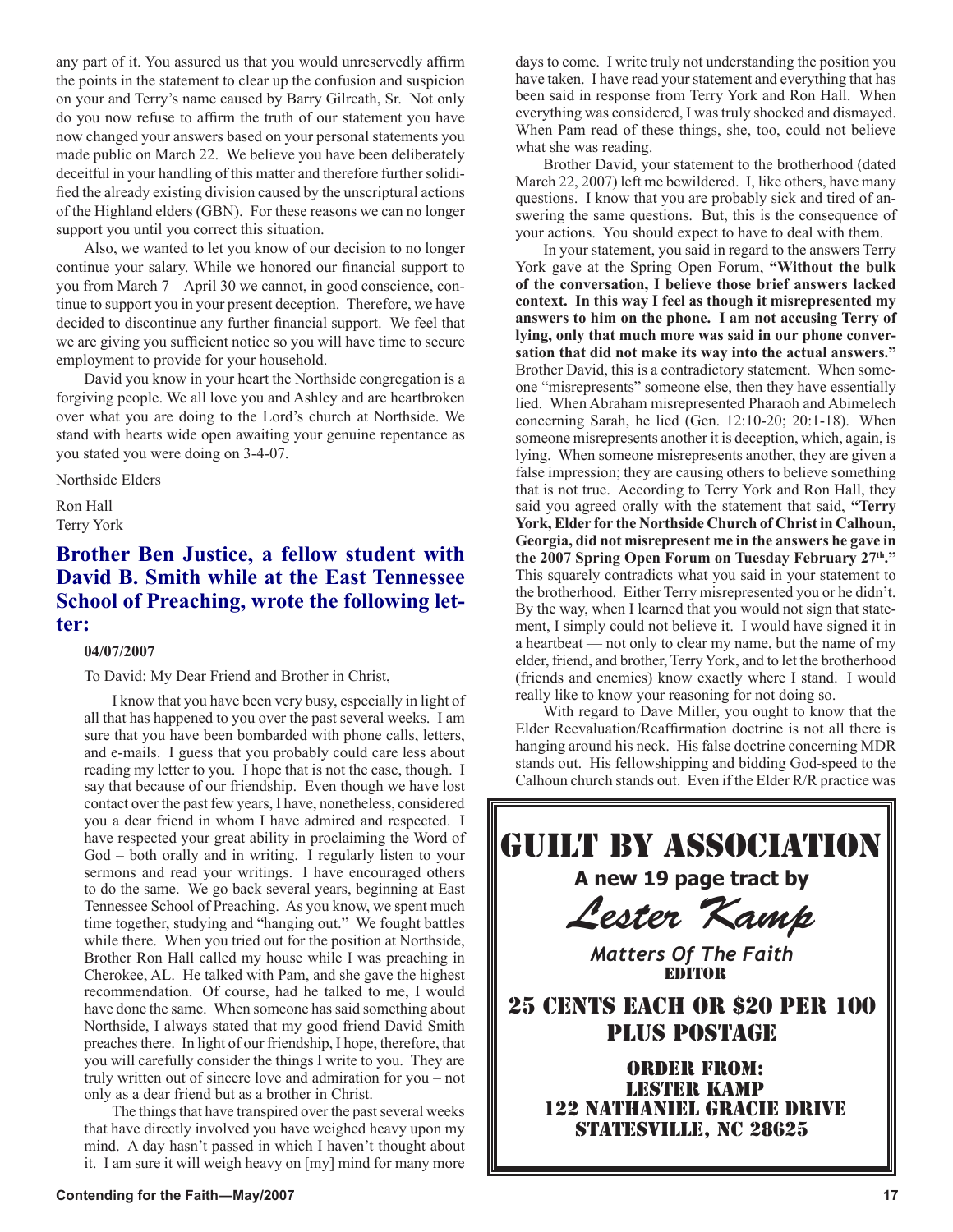any part of it. You assured us that you would unreservedly affirm the points in the statement to clear up the confusion and suspicion on your and Terry's name caused by Barry Gilreath, Sr. Not only do you now refuse to affirm the truth of our statement you have now changed your answers based on your personal statements you made public on March 22. We believe you have been deliberately deceitful in your handling of this matter and therefore further solidified the already existing division caused by the unscriptural actions of the Highland elders (GBN). For these reasons we can no longer support you until you correct this situation.

Also, we wanted to let you know of our decision to no longer continue your salary. While we honored our financial support to you from March 7 – April 30 we cannot, in good conscience, continue to support you in your present deception. Therefore, we have decided to discontinue any further financial support. We feel that we are giving you sufficient notice so you will have time to secure employment to provide for your household.

David you know in your heart the Northside congregation is a forgiving people. We all love you and Ashley and are heartbroken over what you are doing to the Lord's church at Northside. We stand with hearts wide open awaiting your genuine repentance as you stated you were doing on 3-4-07.

Northside Elders

Ron Hall
Terry York

## Brother Ben Justice, a fellow student with David B. Smith while at the East Tennessee School of Preaching, wrote the following letter:

**04/07/2007**

To David: My Dear Friend and Brother in Christ,

I know that you have been very busy, especially in light of all that has happened to you over the past several weeks. I am sure that you have been bombarded with phone calls, letters, and e-mails. I guess that you probably could care less about reading my letter to you. I hope that is not the case, though. I say that because of our friendship. Even though we have lost contact over the past few years, I have, nonetheless, considered you a dear friend in whom I have admired and respected. I have respected your great ability in proclaiming the Word of God – both orally and in writing. I regularly listen to your sermons and read your writings. I have encouraged others to do the same. We go back several years, beginning at East Tennessee School of Preaching. As you know, we spent much time together, studying and "hanging out." We fought battles while there. When you tried out for the position at Northside, Brother Ron Hall called my house while I was preaching in Cherokee, AL. He talked with Pam, and she gave the highest recommendation. Of course, had he talked to me, I would have done the same. When someone has said something about Northside, I always stated that my good friend David Smith preaches there. In light of our friendship, I hope, therefore, that you will carefully consider the things I write to you. They are truly written out of sincere love and admiration for you – not only as a dear friend but as a brother in Christ.

The things that have transpired over the past several weeks that have directly involved you have weighed heavy upon my mind. A day hasn't passed in which I haven't thought about it. I am sure it will weigh heavy on [my] mind for many more days to come. I write truly not understanding the position you have taken. I have read your statement and everything that has been said in response from Terry York and Ron Hall. When everything was considered, I was truly shocked and dismayed. When Pam read of these things, she, too, could not believe what she was reading.

Brother David, your statement to the brotherhood (dated March 22, 2007) left me bewildered. I, like others, have many questions. I know that you are probably sick and tired of answering the same questions. But, this is the consequence of your actions. You should expect to have to deal with them.

In your statement, you said in regard to the answers Terry York gave at the Spring Open Forum, **"Without the bulk of the conversation, I believe those brief answers lacked context. In this way I feel as though it misrepresented my answers to him on the phone. I am not accusing Terry of lying, only that much more was said in our phone conversation that did not make its way into the actual answers."** Brother David, this is a contradictory statement. When someone "misrepresents" someone else, then they have essentially lied. When Abraham misrepresented Pharaoh and Abimelech concerning Sarah, he lied (Gen. 12:10-20; 20:1-18). When someone misrepresents another it is deception, which, again, is lying. When someone misrepresents another, they are given a false impression; they are causing others to believe something that is not true. According to Terry York and Ron Hall, they said you agreed orally with the statement that said, **"Terry York, Elder for the Northside Church of Christ in Calhoun, Georgia, did not misrepresent me in the answers he gave in the 2007 Spring Open Forum on Tuesday February 27th."** This squarely contradicts what you said in your statement to the brotherhood. Either Terry misrepresented you or he didn't. By the way, when I learned that you would not sign that statement, I simply could not believe it. I would have signed it in a heartbeat — not only to clear my name, but the name of my elder, friend, and brother, Terry York, and to let the brotherhood (friends and enemies) know exactly where I stand. I would really like to know your reasoning for not doing so.

With regard to Dave Miller, you ought to know that the Elder Reevaluation/Reaffirmation doctrine is not all there is hanging around his neck. His false doctrine concerning MDR stands out. His fellowshipping and bidding God-speed to the Calhoun church stands out. Even if the Elder R/R practice was

---

**GUILT BY ASSOCIATION**

**A new 19 page tract by**

*Lester Kamp*

*Matters Of The Faith*
EDITOR

**25 CENTS EACH OR $20 PER 100 PLUS POSTAGE**

ORDER FROM:
LESTER KAMP
122 NATHANIEL GRACIE DRIVE
STATESVILLE, NC 28625

---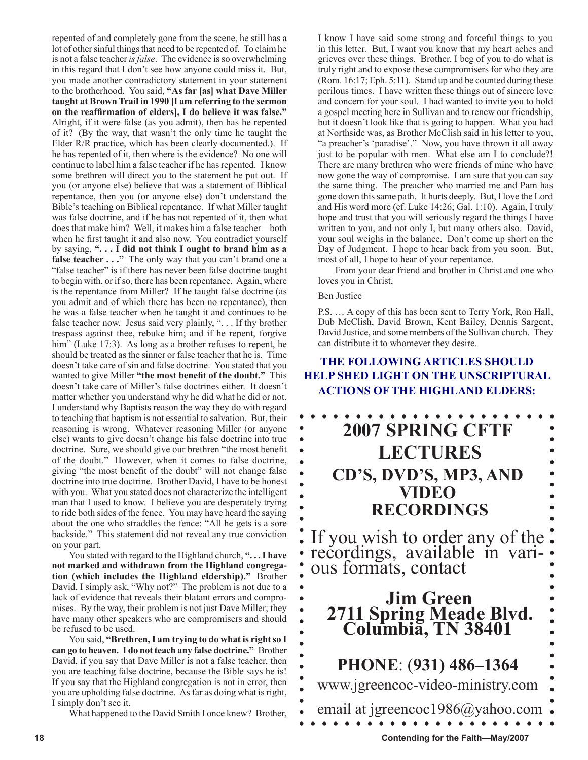repented of and completely gone from the scene, he still has a lot of other sinful things that need to be repented of. To claim he is not a false teacher *is false*. The evidence is so overwhelming in this regard that I don't see how anyone could miss it. But, you made another contradictory statement in your statement to the brotherhood. You said, **"As far [as] what Dave Miller taught at Brown Trail in 1990 [I am referring to the sermon on the reaffirmation of elders], I do believe it was false."** Alright, if it were false (as you admit), then has he repented of it? (By the way, that wasn't the only time he taught the Elder R/R practice, which has been clearly documented.). If he has repented of it, then where is the evidence? No one will continue to label him a false teacher if he has repented. I know some brethren will direct you to the statement he put out. If you (or anyone else) believe that was a statement of Biblical repentance, then you (or anyone else) don't understand the Bible's teaching on Biblical repentance. If what Miller taught was false doctrine, and if he has not repented of it, then what does that make him? Well, it makes him a false teacher – both when he first taught it and also now. You contradict yourself by saying, **". . . I did not think I ought to brand him as a false teacher . . ."** The only way that you can't brand one a "false teacher" is if there has never been false doctrine taught to begin with, or if so, there has been repentance. Again, where is the repentance from Miller? If he taught false doctrine (as you admit and of which there has been no repentance), then he was a false teacher when he taught it and continues to be false teacher now. Jesus said very plainly, ". . . If thy brother trespass against thee, rebuke him; and if he repent, forgive him" (Luke 17:3). As long as a brother refuses to repent, he should be treated as the sinner or false teacher that he is. Time doesn't take care of sin and false doctrine. You stated that you wanted to give Miller **"the most benefit of the doubt."** This doesn't take care of Miller's false doctrines either. It doesn't matter whether you understand why he did what he did or not. I understand why Baptists reason the way they do with regard to teaching that baptism is not essential to salvation. But, their reasoning is wrong. Whatever reasoning Miller (or anyone else) wants to give doesn't change his false doctrine into true doctrine. Sure, we should give our brethren "the most benefit of the doubt." However, when it comes to false doctrine, giving "the most benefit of the doubt" will not change false doctrine into true doctrine. Brother David, I have to be honest with you. What you stated does not characterize the intelligent man that I used to know. I believe you are desperately trying to ride both sides of the fence. You may have heard the saying about the one who straddles the fence: "All he gets is a sore backside." This statement did not reveal any true conviction on your part.

You stated with regard to the Highland church, **". . . I have not marked and withdrawn from the Highland congregation (which includes the Highland eldership)."** Brother David, I simply ask, "Why not?" The problem is not due to a lack of evidence that reveals their blatant errors and compromises. By the way, their problem is not just Dave Miller; they have many other speakers who are compromisers and should be refused to be used.

You said, **"Brethren, I am trying to do what is right so I can go to heaven. I do not teach any false doctrine."** Brother David, if you say that Dave Miller is not a false teacher, then you are teaching false doctrine, because the Bible says he is! If you say that the Highland congregation is not in error, then you are upholding false doctrine. As far as doing what is right, I simply don't see it.

What happened to the David Smith I once knew? Brother, I know I have said some strong and forceful things to you in this letter. But, I want you know that my heart aches and grieves over these things. Brother, I beg of you to do what is truly right and to expose these compromisers for who they are (Rom. 16:17; Eph. 5:11). Stand up and be counted during these perilous times. I have written these things out of sincere love and concern for your soul. I had wanted to invite you to hold a gospel meeting here in Sullivan and to renew our friendship, but it doesn't look like that is going to happen. What you had at Northside was, as Brother McClish said in his letter to you, "a preacher's 'paradise'." Now, you have thrown it all away just to be popular with men. What else am I to conclude?! There are many brethren who were friends of mine who have now gone the way of compromise. I am sure that you can say the same thing. The preacher who married me and Pam has gone down this same path. It hurts deeply. But, I love the Lord and His word more (cf. Luke 14:26; Gal. 1:10). Again, I truly hope and trust that you will seriously regard the things I have written to you, and not only I, but many others also. David, your soul weighs in the balance. Don't come up short on the Day of Judgment. I hope to hear back from you soon. But, most of all, I hope to hear of your repentance.

From your dear friend and brother in Christ and one who loves you in Christ,

Ben Justice

P.S. … A copy of this has been sent to Terry York, Ron Hall, Dub McClish, David Brown, Kent Bailey, Dennis Sargent, David Justice, and some members of the Sullivan church. They can distribute it to whomever they desire.

**THE FOLLOWING ARTICLES SHOULD HELP SHED LIGHT ON THE UNSCRIPTURAL ACTIONS OF THE HIGHLAND ELDERS:**

## 2007 SPRING CFTF LECTURES
### CD'S, DVD'S, MP3, AND VIDEO RECORDINGS

If you wish to order any of the recordings, available in various formats, contact

**Jim Green**
**2711 Spring Meade Blvd.**
**Columbia, TN 38401**

**PHONE: (931) 486–1364**

www.jgreencoc-video-ministry.com

email at jgreencoc1986@yahoo.com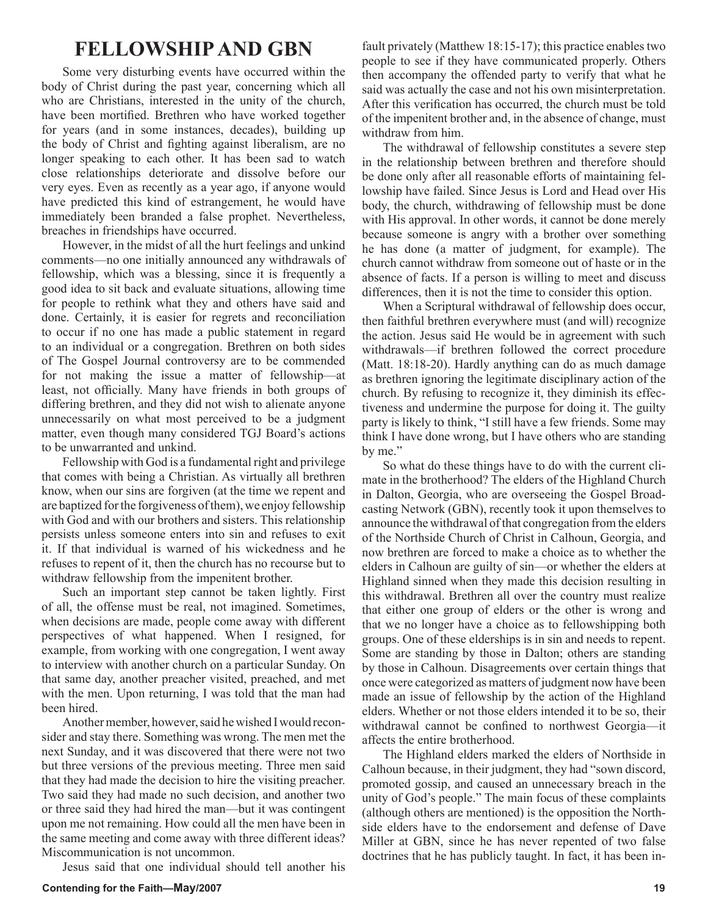# FELLOWSHIP AND GBN

Some very disturbing events have occurred within the body of Christ during the past year, concerning which all who are Christians, interested in the unity of the church, have been mortified. Brethren who have worked together for years (and in some instances, decades), building up the body of Christ and fighting against liberalism, are no longer speaking to each other. It has been sad to watch close relationships deteriorate and dissolve before our very eyes. Even as recently as a year ago, if anyone would have predicted this kind of estrangement, he would have immediately been branded a false prophet. Nevertheless, breaches in friendships have occurred.

However, in the midst of all the hurt feelings and unkind comments—no one initially announced any withdrawals of fellowship, which was a blessing, since it is frequently a good idea to sit back and evaluate situations, allowing time for people to rethink what they and others have said and done. Certainly, it is easier for regrets and reconciliation to occur if no one has made a public statement in regard to an individual or a congregation. Brethren on both sides of The Gospel Journal controversy are to be commended for not making the issue a matter of fellowship—at least, not officially. Many have friends in both groups of differing brethren, and they did not wish to alienate anyone unnecessarily on what most perceived to be a judgment matter, even though many considered TGJ Board's actions to be unwarranted and unkind.

Fellowship with God is a fundamental right and privilege that comes with being a Christian. As virtually all brethren know, when our sins are forgiven (at the time we repent and are baptized for the forgiveness of them), we enjoy fellowship with God and with our brothers and sisters. This relationship persists unless someone enters into sin and refuses to exit it. If that individual is warned of his wickedness and he refuses to repent of it, then the church has no recourse but to withdraw fellowship from the impenitent brother.

Such an important step cannot be taken lightly. First of all, the offense must be real, not imagined. Sometimes, when decisions are made, people come away with different perspectives of what happened. When I resigned, for example, from working with one congregation, I went away to interview with another church on a particular Sunday. On that same day, another preacher visited, preached, and met with the men. Upon returning, I was told that the man had been hired.

Another member, however, said he wished I would reconsider and stay there. Something was wrong. The men met the next Sunday, and it was discovered that there were not two but three versions of the previous meeting. Three men said that they had made the decision to hire the visiting preacher. Two said they had made no such decision, and another two or three said they had hired the man—but it was contingent upon me not remaining. How could all the men have been in the same meeting and come away with three different ideas? Miscommunication is not uncommon.

Jesus said that one individual should tell another his fault privately (Matthew 18:15-17); this practice enables two people to see if they have communicated properly. Others then accompany the offended party to verify that what he said was actually the case and not his own misinterpretation. After this verification has occurred, the church must be told of the impenitent brother and, in the absence of change, must withdraw from him.

The withdrawal of fellowship constitutes a severe step in the relationship between brethren and therefore should be done only after all reasonable efforts of maintaining fellowship have failed. Since Jesus is Lord and Head over His body, the church, withdrawing of fellowship must be done with His approval. In other words, it cannot be done merely because someone is angry with a brother over something he has done (a matter of judgment, for example). The church cannot withdraw from someone out of haste or in the absence of facts. If a person is willing to meet and discuss differences, then it is not the time to consider this option.

When a Scriptural withdrawal of fellowship does occur, then faithful brethren everywhere must (and will) recognize the action. Jesus said He would be in agreement with such withdrawals—if brethren followed the correct procedure (Matt. 18:18-20). Hardly anything can do as much damage as brethren ignoring the legitimate disciplinary action of the church. By refusing to recognize it, they diminish its effectiveness and undermine the purpose for doing it. The guilty party is likely to think, "I still have a few friends. Some may think I have done wrong, but I have others who are standing by me."

So what do these things have to do with the current climate in the brotherhood? The elders of the Highland Church in Dalton, Georgia, who are overseeing the Gospel Broadcasting Network (GBN), recently took it upon themselves to announce the withdrawal of that congregation from the elders of the Northside Church of Christ in Calhoun, Georgia, and now brethren are forced to make a choice as to whether the elders in Calhoun are guilty of sin—or whether the elders at Highland sinned when they made this decision resulting in this withdrawal. Brethren all over the country must realize that either one group of elders or the other is wrong and that we no longer have a choice as to fellowshipping both groups. One of these elderships is in sin and needs to repent. Some are standing by those in Dalton; others are standing by those in Calhoun. Disagreements over certain things that once were categorized as matters of judgment now have been made an issue of fellowship by the action of the Highland elders. Whether or not those elders intended it to be so, their withdrawal cannot be confined to northwest Georgia—it affects the entire brotherhood.

The Highland elders marked the elders of Northside in Calhoun because, in their judgment, they had "sown discord, promoted gossip, and caused an unnecessary breach in the unity of God's people." The main focus of these complaints (although others are mentioned) is the opposition the Northside elders have to the endorsement and defense of Dave Miller at GBN, since he has never repented of two false doctrines that he has publicly taught. In fact, it has been in-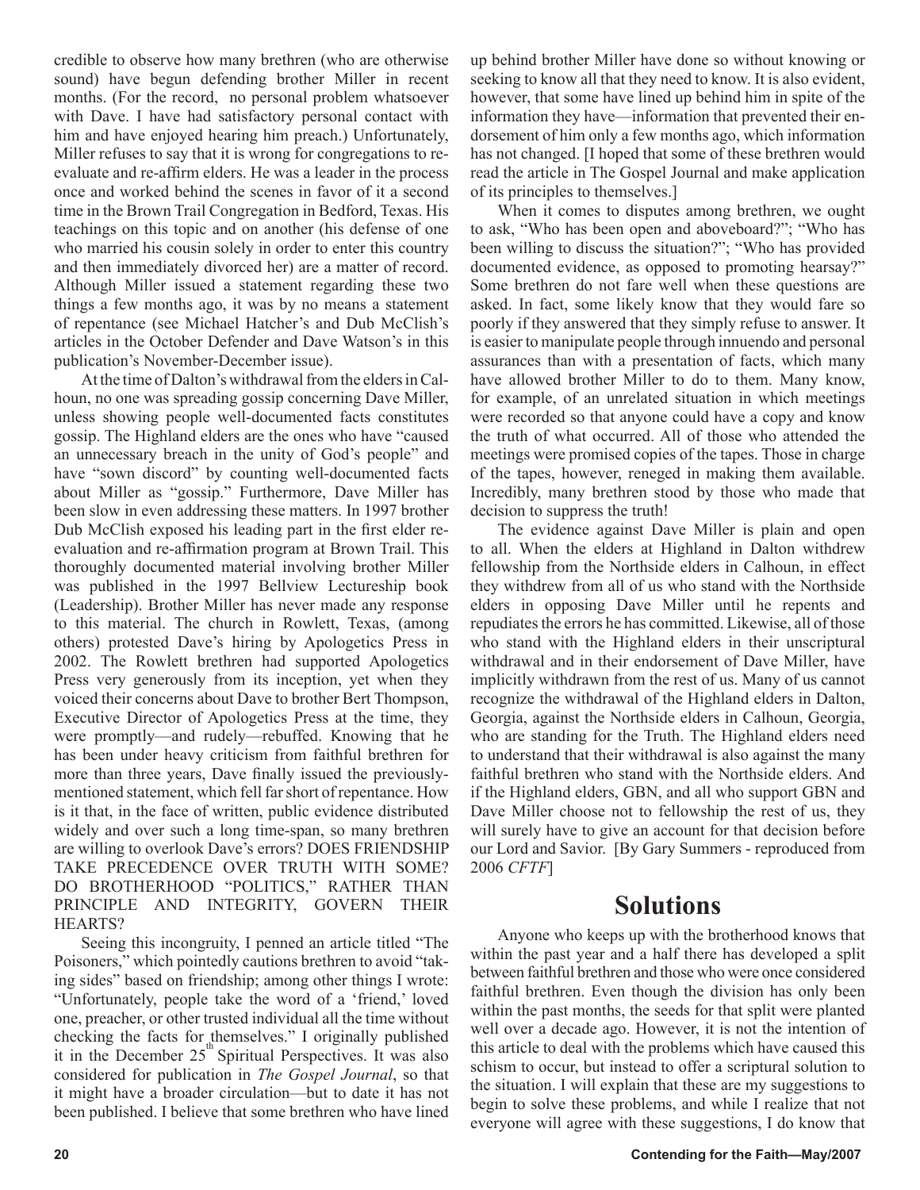credible to observe how many brethren (who are otherwise sound) have begun defending brother Miller in recent months. (For the record, no personal problem whatsoever with Dave. I have had satisfactory personal contact with him and have enjoyed hearing him preach.) Unfortunately, Miller refuses to say that it is wrong for congregations to re-evaluate and re-affirm elders. He was a leader in the process once and worked behind the scenes in favor of it a second time in the Brown Trail Congregation in Bedford, Texas. His teachings on this topic and on another (his defense of one who married his cousin solely in order to enter this country and then immediately divorced her) are a matter of record. Although Miller issued a statement regarding these two things a few months ago, it was by no means a statement of repentance (see Michael Hatcher's and Dub McClish's articles in the October Defender and Dave Watson's in this publication's November-December issue).

At the time of Dalton's withdrawal from the elders in Calhoun, no one was spreading gossip concerning Dave Miller, unless showing people well-documented facts constitutes gossip. The Highland elders are the ones who have "caused an unnecessary breach in the unity of God's people" and have "sown discord" by counting well-documented facts about Miller as "gossip." Furthermore, Dave Miller has been slow in even addressing these matters. In 1997 brother Dub McClish exposed his leading part in the first elder re-evaluation and re-affirmation program at Brown Trail. This thoroughly documented material involving brother Miller was published in the 1997 Bellview Lectureship book (Leadership). Brother Miller has never made any response to this material. The church in Rowlett, Texas, (among others) protested Dave's hiring by Apologetics Press in 2002. The Rowlett brethren had supported Apologetics Press very generously from its inception, yet when they voiced their concerns about Dave to brother Bert Thompson, Executive Director of Apologetics Press at the time, they were promptly—and rudely—rebuffed. Knowing that he has been under heavy criticism from faithful brethren for more than three years, Dave finally issued the previously-mentioned statement, which fell far short of repentance. How is it that, in the face of written, public evidence distributed widely and over such a long time-span, so many brethren are willing to overlook Dave's errors? DOES FRIENDSHIP TAKE PRECEDENCE OVER TRUTH WITH SOME? DO BROTHERHOOD "POLITICS," RATHER THAN PRINCIPLE AND INTEGRITY, GOVERN THEIR HEARTS?

Seeing this incongruity, I penned an article titled "The Poisoners," which pointedly cautions brethren to avoid "taking sides" based on friendship; among other things I wrote: "Unfortunately, people take the word of a 'friend,' loved one, preacher, or other trusted individual all the time without checking the facts for themselves." I originally published it in the December 25th Spiritual Perspectives. It was also considered for publication in *The Gospel Journal*, so that it might have a broader circulation—but to date it has not been published. I believe that some brethren who have lined up behind brother Miller have done so without knowing or seeking to know all that they need to know. It is also evident, however, that some have lined up behind him in spite of the information they have—information that prevented their endorsement of him only a few months ago, which information has not changed. [I hoped that some of these brethren would read the article in The Gospel Journal and make application of its principles to themselves.]

When it comes to disputes among brethren, we ought to ask, "Who has been open and aboveboard?"; "Who has been willing to discuss the situation?"; "Who has provided documented evidence, as opposed to promoting hearsay?" Some brethren do not fare well when these questions are asked. In fact, some likely know that they would fare so poorly if they answered that they simply refuse to answer. It is easier to manipulate people through innuendo and personal assurances than with a presentation of facts, which many have allowed brother Miller to do to them. Many know, for example, of an unrelated situation in which meetings were recorded so that anyone could have a copy and know the truth of what occurred. All of those who attended the meetings were promised copies of the tapes. Those in charge of the tapes, however, reneged in making them available. Incredibly, many brethren stood by those who made that decision to suppress the truth!

The evidence against Dave Miller is plain and open to all. When the elders at Highland in Dalton withdrew fellowship from the Northside elders in Calhoun, in effect they withdrew from all of us who stand with the Northside elders in opposing Dave Miller until he repents and repudiates the errors he has committed. Likewise, all of those who stand with the Highland elders in their unscriptural withdrawal and in their endorsement of Dave Miller, have implicitly withdrawn from the rest of us. Many of us cannot recognize the withdrawal of the Highland elders in Dalton, Georgia, against the Northside elders in Calhoun, Georgia, who are standing for the Truth. The Highland elders need to understand that their withdrawal is also against the many faithful brethren who stand with the Northside elders. And if the Highland elders, GBN, and all who support GBN and Dave Miller choose not to fellowship the rest of us, they will surely have to give an account for that decision before our Lord and Savior. [By Gary Summers - reproduced from 2006 *CFTF*]

## Solutions

Anyone who keeps up with the brotherhood knows that within the past year and a half there has developed a split between faithful brethren and those who were once considered faithful brethren. Even though the division has only been within the past months, the seeds for that split were planted well over a decade ago. However, it is not the intention of this article to deal with the problems which have caused this schism to occur, but instead to offer a scriptural solution to the situation. I will explain that these are my suggestions to begin to solve these problems, and while I realize that not everyone will agree with these suggestions, I do know that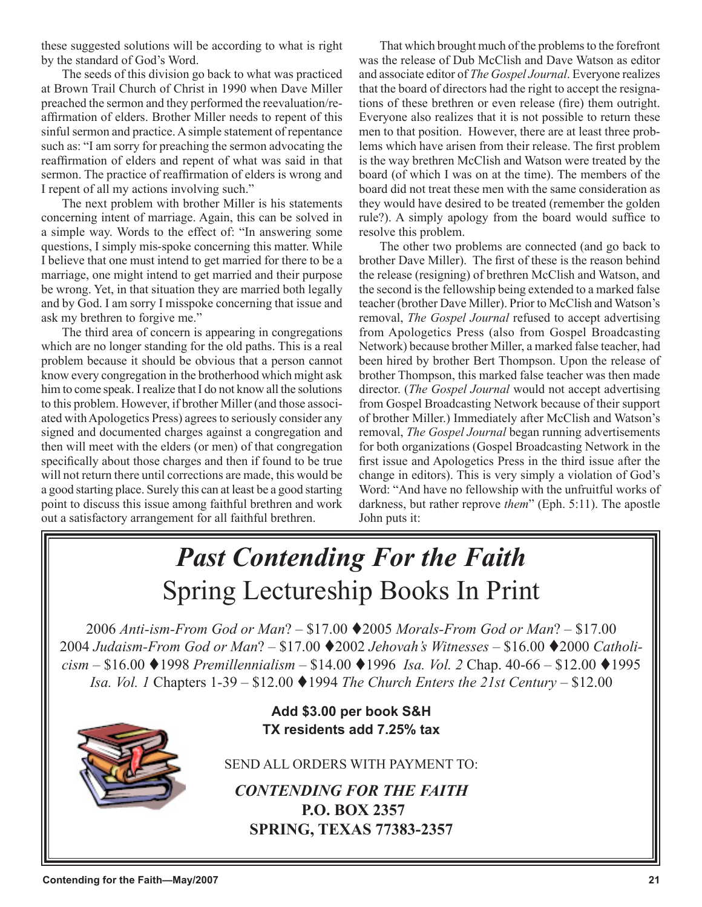these suggested solutions will be according to what is right by the standard of God's Word.

The seeds of this division go back to what was practiced at Brown Trail Church of Christ in 1990 when Dave Miller preached the sermon and they performed the reevaluation/reaffirmation of elders. Brother Miller needs to repent of this sinful sermon and practice. A simple statement of repentance such as: "I am sorry for preaching the sermon advocating the reaffirmation of elders and repent of what was said in that sermon. The practice of reaffirmation of elders is wrong and I repent of all my actions involving such."

The next problem with brother Miller is his statements concerning intent of marriage. Again, this can be solved in a simple way. Words to the effect of: "In answering some questions, I simply mis-spoke concerning this matter. While I believe that one must intend to get married for there to be a marriage, one might intend to get married and their purpose be wrong. Yet, in that situation they are married both legally and by God. I am sorry I misspoke concerning that issue and ask my brethren to forgive me."

The third area of concern is appearing in congregations which are no longer standing for the old paths. This is a real problem because it should be obvious that a person cannot know every congregation in the brotherhood which might ask him to come speak. I realize that I do not know all the solutions to this problem. However, if brother Miller (and those associated with Apologetics Press) agrees to seriously consider any signed and documented charges against a congregation and then will meet with the elders (or men) of that congregation specifically about those charges and then if found to be true will not return there until corrections are made, this would be a good starting place. Surely this can at least be a good starting point to discuss this issue among faithful brethren and work out a satisfactory arrangement for all faithful brethren.

That which brought much of the problems to the forefront was the release of Dub McClish and Dave Watson as editor and associate editor of *The Gospel Journal*. Everyone realizes that the board of directors had the right to accept the resignations of these brethren or even release (fire) them outright. Everyone also realizes that it is not possible to return these men to that position. However, there are at least three problems which have arisen from their release. The first problem is the way brethren McClish and Watson were treated by the board (of which I was on at the time). The members of the board did not treat these men with the same consideration as they would have desired to be treated (remember the golden rule?). A simply apology from the board would suffice to resolve this problem.

The other two problems are connected (and go back to brother Dave Miller). The first of these is the reason behind the release (resigning) of brethren McClish and Watson, and the second is the fellowship being extended to a marked false teacher (brother Dave Miller). Prior to McClish and Watson's removal, *The Gospel Journal* refused to accept advertising from Apologetics Press (also from Gospel Broadcasting Network) because brother Miller, a marked false teacher, had been hired by brother Bert Thompson. Upon the release of brother Thompson, this marked false teacher was then made director. (*The Gospel Journal* would not accept advertising from Gospel Broadcasting Network because of their support of brother Miller.) Immediately after McClish and Watson's removal, *The Gospel Journal* began running advertisements for both organizations (Gospel Broadcasting Network in the first issue and Apologetics Press in the third issue after the change in editors). This is very simply a violation of God's Word: "And have no fellowship with the unfruitful works of darkness, but rather reprove *them*" (Eph. 5:11). The apostle John puts it:

---

# *Past Contending For the Faith*
## Spring Lectureship Books In Print

2006 *Anti-ism-From God or Man*? – $17.00 ♦2005 *Morals-From God or Man*? – $17.00 2004 *Judaism-From God or Man*? – $17.00 ♦2002 *Jehovah's Witnesses* – $16.00 ♦2000 *Catholicism* – $16.00 ♦1998 *Premillennialism* – $14.00 ♦1996 *Isa. Vol. 2* Chap. 40-66 – $12.00 ♦1995 *Isa. Vol. 1* Chapters 1-39 – $12.00 ♦1994 *The Church Enters the 21st Century* – $12.00

**Add $3.00 per book S&H**
**TX residents add 7.25% tax**

SEND ALL ORDERS WITH PAYMENT TO:

***CONTENDING FOR THE FAITH***
**P.O. BOX 2357**
**SPRING, TEXAS 77383-2357**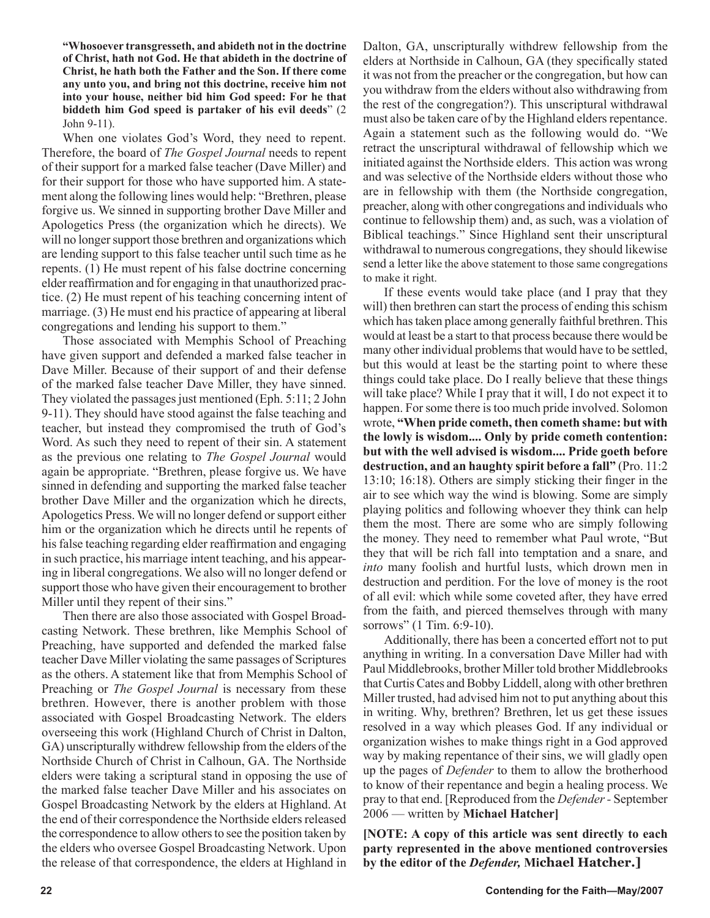**"Whosoever transgresseth, and abideth not in the doctrine of Christ, hath not God. He that abideth in the doctrine of Christ, he hath both the Father and the Son. If there come any unto you, and bring not this doctrine, receive him not into your house, neither bid him God speed: For he that biddeth him God speed is partaker of his evil deeds**" (2 John 9-11).

When one violates God's Word, they need to repent. Therefore, the board of *The Gospel Journal* needs to repent of their support for a marked false teacher (Dave Miller) and for their support for those who have supported him. A statement along the following lines would help: "Brethren, please forgive us. We sinned in supporting brother Dave Miller and Apologetics Press (the organization which he directs). We will no longer support those brethren and organizations which are lending support to this false teacher until such time as he repents. (1) He must repent of his false doctrine concerning elder reaffirmation and for engaging in that unauthorized practice. (2) He must repent of his teaching concerning intent of marriage. (3) He must end his practice of appearing at liberal congregations and lending his support to them."

Those associated with Memphis School of Preaching have given support and defended a marked false teacher in Dave Miller. Because of their support of and their defense of the marked false teacher Dave Miller, they have sinned. They violated the passages just mentioned (Eph. 5:11; 2 John 9-11). They should have stood against the false teaching and teacher, but instead they compromised the truth of God's Word. As such they need to repent of their sin. A statement as the previous one relating to *The Gospel Journal* would again be appropriate. "Brethren, please forgive us. We have sinned in defending and supporting the marked false teacher brother Dave Miller and the organization which he directs, Apologetics Press. We will no longer defend or support either him or the organization which he directs until he repents of his false teaching regarding elder reaffirmation and engaging in such practice, his marriage intent teaching, and his appearing in liberal congregations. We also will no longer defend or support those who have given their encouragement to brother Miller until they repent of their sins."

Then there are also those associated with Gospel Broadcasting Network. These brethren, like Memphis School of Preaching, have supported and defended the marked false teacher Dave Miller violating the same passages of Scriptures as the others. A statement like that from Memphis School of Preaching or *The Gospel Journal* is necessary from these brethren. However, there is another problem with those associated with Gospel Broadcasting Network. The elders overseeing this work (Highland Church of Christ in Dalton, GA) unscripturally withdrew fellowship from the elders of the Northside Church of Christ in Calhoun, GA. The Northside elders were taking a scriptural stand in opposing the use of the marked false teacher Dave Miller and his associates on Gospel Broadcasting Network by the elders at Highland. At the end of their correspondence the Northside elders released the correspondence to allow others to see the position taken by the elders who oversee Gospel Broadcasting Network. Upon the release of that correspondence, the elders at Highland in Dalton, GA, unscripturally withdrew fellowship from the elders at Northside in Calhoun, GA (they specifically stated it was not from the preacher or the congregation, but how can you withdraw from the elders without also withdrawing from the rest of the congregation?). This unscriptural withdrawal must also be taken care of by the Highland elders repentance. Again a statement such as the following would do. "We retract the unscriptural withdrawal of fellowship which we initiated against the Northside elders. This action was wrong and was selective of the Northside elders without those who are in fellowship with them (the Northside congregation, preacher, along with other congregations and individuals who continue to fellowship them) and, as such, was a violation of Biblical teachings." Since Highland sent their unscriptural withdrawal to numerous congregations, they should likewise send a letter like the above statement to those same congregations to make it right.

If these events would take place (and I pray that they will) then brethren can start the process of ending this schism which has taken place among generally faithful brethren. This would at least be a start to that process because there would be many other individual problems that would have to be settled, but this would at least be the starting point to where these things could take place. Do I really believe that these things will take place? While I pray that it will, I do not expect it to happen. For some there is too much pride involved. Solomon wrote, **"When pride cometh, then cometh shame: but with the lowly is wisdom.... Only by pride cometh contention: but with the well advised is wisdom.... Pride goeth before destruction, and an haughty spirit before a fall"** (Pro. 11:2 13:10; 16:18). Others are simply sticking their finger in the air to see which way the wind is blowing. Some are simply playing politics and following whoever they think can help them the most. There are some who are simply following the money. They need to remember what Paul wrote, "But they that will be rich fall into temptation and a snare, and *into* many foolish and hurtful lusts, which drown men in destruction and perdition. For the love of money is the root of all evil: which while some coveted after, they have erred from the faith, and pierced themselves through with many sorrows" (1 Tim. 6:9-10).

Additionally, there has been a concerted effort not to put anything in writing. In a conversation Dave Miller had with Paul Middlebrooks, brother Miller told brother Middlebrooks that Curtis Cates and Bobby Liddell, along with other brethren Miller trusted, had advised him not to put anything about this in writing. Why, brethren? Brethren, let us get these issues resolved in a way which pleases God. If any individual or organization wishes to make things right in a God approved way by making repentance of their sins, we will gladly open up the pages of *Defender* to them to allow the brotherhood to know of their repentance and begin a healing process. We pray to that end. [Reproduced from the *Defender* - September 2006 — written by **Michael Hatcher]**

**[NOTE: A copy of this article was sent directly to each party represented in the above mentioned controversies by the editor of the *Defender,* Michael Hatcher.]**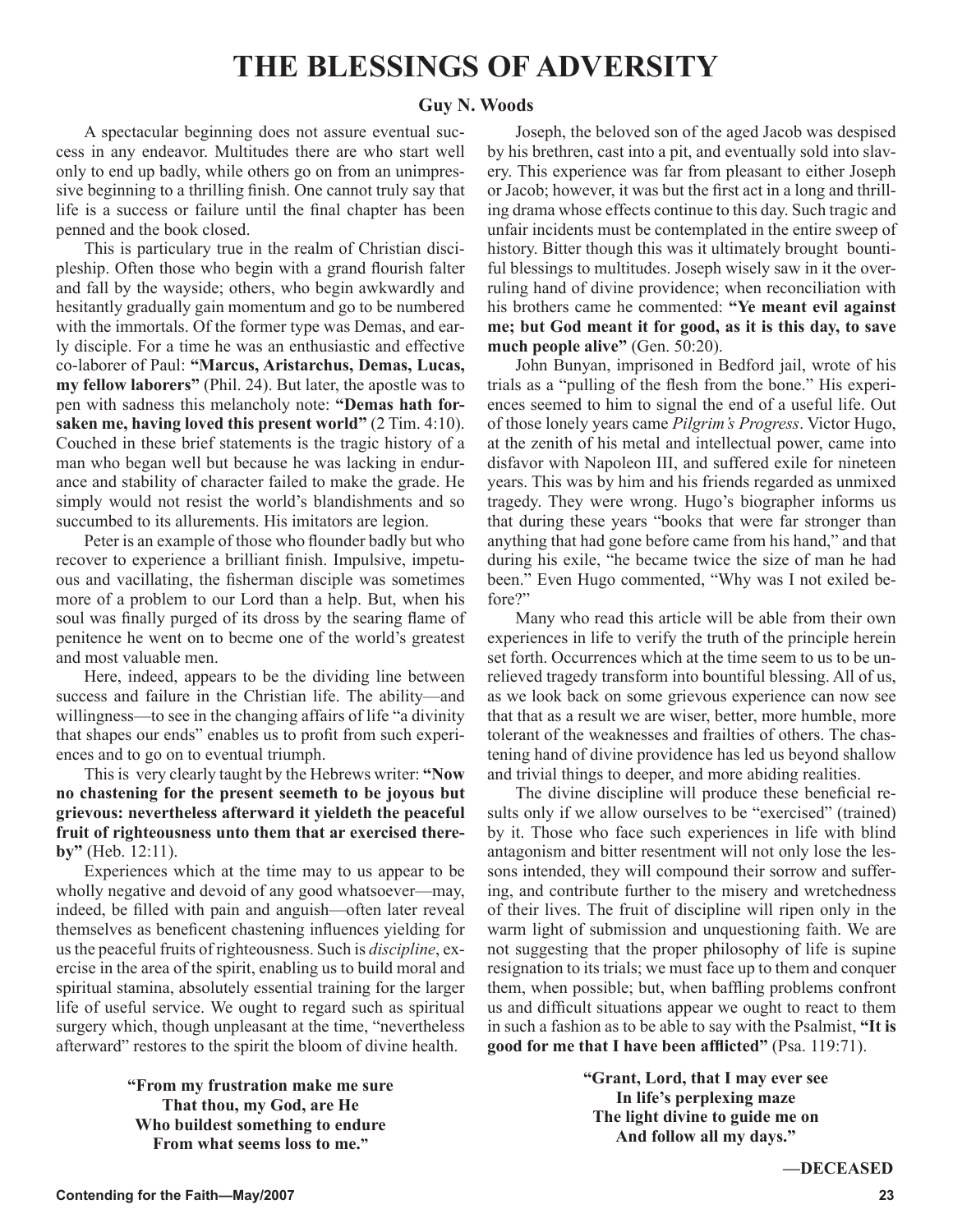# THE BLESSINGS OF ADVERSITY

**Guy N. Woods**

A spectacular beginning does not assure eventual success in any endeavor. Multitudes there are who start well only to end up badly, while others go on from an unimpressive beginning to a thrilling finish. One cannot truly say that life is a success or failure until the final chapter has been penned and the book closed.

This is particulary true in the realm of Christian discipleship. Often those who begin with a grand flourish falter and fall by the wayside; others, who begin awkwardly and hesitantly gradually gain momentum and go to be numbered with the immortals. Of the former type was Demas, and early disciple. For a time he was an enthusiastic and effective co-laborer of Paul: **"Marcus, Aristarchus, Demas, Lucas, my fellow laborers"** (Phil. 24). But later, the apostle was to pen with sadness this melancholy note: **"Demas hath forsaken me, having loved this present world"** (2 Tim. 4:10). Couched in these brief statements is the tragic history of a man who began well but because he was lacking in endurance and stability of character failed to make the grade. He simply would not resist the world's blandishments and so succumbed to its allurements. His imitators are legion.

Peter is an example of those who flounder badly but who recover to experience a brilliant finish. Impulsive, impetuous and vacillating, the fisherman disciple was sometimes more of a problem to our Lord than a help. But, when his soul was finally purged of its dross by the searing flame of penitence he went on to becme one of the world's greatest and most valuable men.

Here, indeed, appears to be the dividing line between success and failure in the Christian life. The ability—and willingness—to see in the changing affairs of life "a divinity that shapes our ends" enables us to profit from such experiences and to go on to eventual triumph.

This is very clearly taught by the Hebrews writer: **"Now no chastening for the present seemeth to be joyous but grievous: nevertheless afterward it yieldeth the peaceful fruit of righteousness unto them that ar exercised thereby"** (Heb. 12:11).

Experiences which at the time may to us appear to be wholly negative and devoid of any good whatsoever—may, indeed, be filled with pain and anguish—often later reveal themselves as beneficent chastening influences yielding for us the peaceful fruits of righteousness. Such is *discipline*, exercise in the area of the spirit, enabling us to build moral and spiritual stamina, absolutely essential training for the larger life of useful service. We ought to regard such as spiritual surgery which, though unpleasant at the time, "nevertheless afterward" restores to the spirit the bloom of divine health.

**"From my frustration make me sure**
**That thou, my God, are He**
**Who buildest something to endure**
**From what seems loss to me."**

Joseph, the beloved son of the aged Jacob was despised by his brethren, cast into a pit, and eventually sold into slavery. This experience was far from pleasant to either Joseph or Jacob; however, it was but the first act in a long and thrilling drama whose effects continue to this day. Such tragic and unfair incidents must be contemplated in the entire sweep of history. Bitter though this was it ultimately brought bountiful blessings to multitudes. Joseph wisely saw in it the overruling hand of divine providence; when reconciliation with his brothers came he commented: **"Ye meant evil against me; but God meant it for good, as it is this day, to save much people alive"** (Gen. 50:20).

John Bunyan, imprisoned in Bedford jail, wrote of his trials as a "pulling of the flesh from the bone." His experiences seemed to him to signal the end of a useful life. Out of those lonely years came *Pilgrim's Progress*. Victor Hugo, at the zenith of his metal and intellectual power, came into disfavor with Napoleon III, and suffered exile for nineteen years. This was by him and his friends regarded as unmixed tragedy. They were wrong. Hugo's biographer informs us that during these years "books that were far stronger than anything that had gone before came from his hand," and that during his exile, "he became twice the size of man he had been." Even Hugo commented, "Why was I not exiled before?"

Many who read this article will be able from their own experiences in life to verify the truth of the principle herein set forth. Occurrences which at the time seem to us to be unrelieved tragedy transform into bountiful blessing. All of us, as we look back on some grievous experience can now see that that as a result we are wiser, better, more humble, more tolerant of the weaknesses and frailties of others. The chastening hand of divine providence has led us beyond shallow and trivial things to deeper, and more abiding realities.

The divine discipline will produce these beneficial results only if we allow ourselves to be "exercised" (trained) by it. Those who face such experiences in life with blind antagonism and bitter resentment will not only lose the lessons intended, they will compound their sorrow and suffering, and contribute further to the misery and wretchedness of their lives. The fruit of discipline will ripen only in the warm light of submission and unquestioning faith. We are not suggesting that the proper philosophy of life is supine resignation to its trials; we must face up to them and conquer them, when possible; but, when baffling problems confront us and difficult situations appear we ought to react to them in such a fashion as to be able to say with the Psalmist, **"It is good for me that I have been afflicted"** (Psa. 119:71).

**"Grant, Lord, that I may ever see**
**In life's perplexing maze**
**The light divine to guide me on**
**And follow all my days."**

**—DECEASED**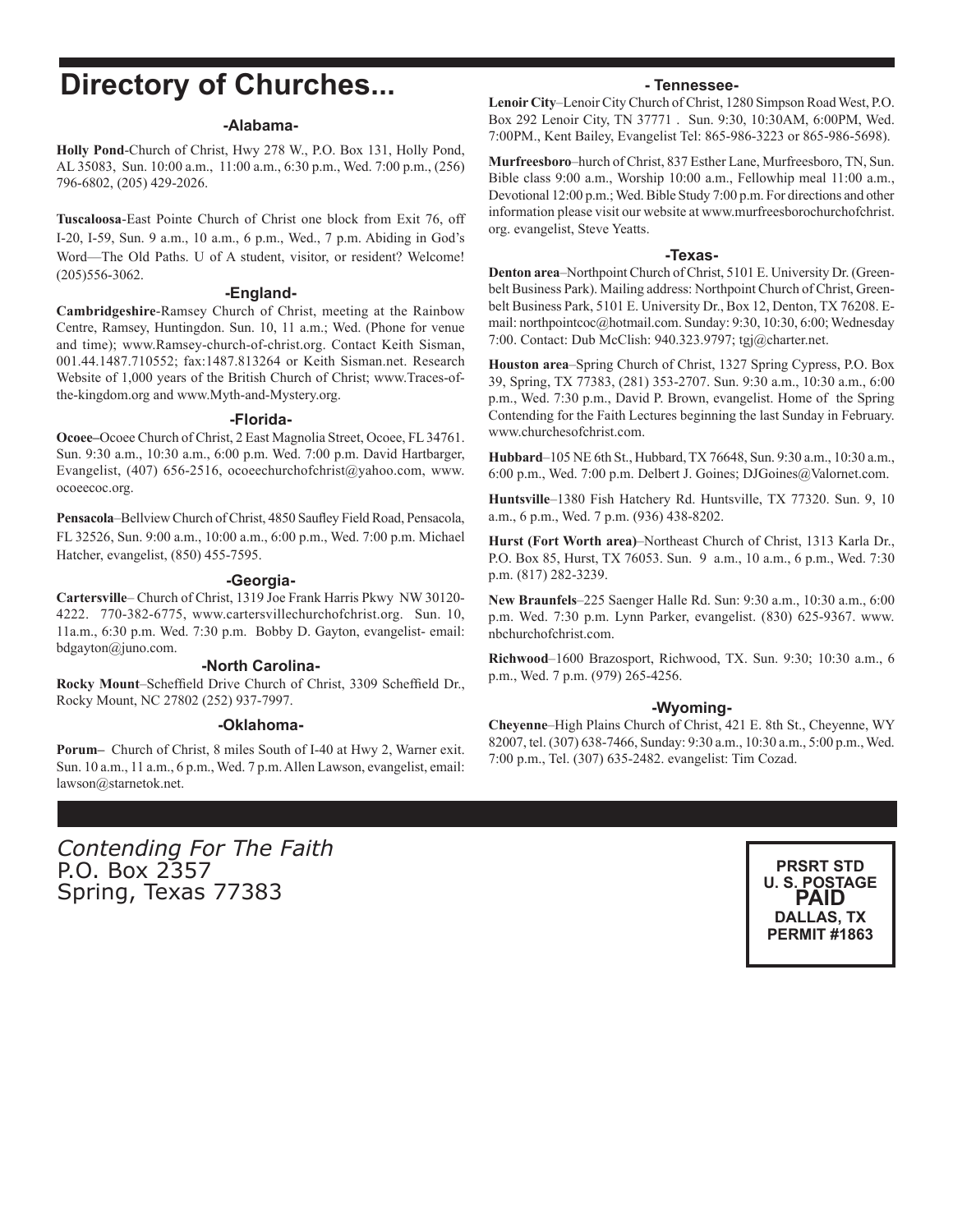# Directory of Churches...

### -Alabama-

**Holly Pond**-Church of Christ, Hwy 278 W., P.O. Box 131, Holly Pond, AL 35083, Sun. 10:00 a.m., 11:00 a.m., 6:30 p.m., Wed. 7:00 p.m., (256) 796-6802, (205) 429-2026.

**Tuscaloosa**-East Pointe Church of Christ one block from Exit 76, off I-20, I-59, Sun. 9 a.m., 10 a.m., 6 p.m., Wed., 7 p.m. Abiding in God's Word—The Old Paths. U of A student, visitor, or resident? Welcome! (205)556-3062.

### -England-

**Cambridgeshire**-Ramsey Church of Christ, meeting at the Rainbow Centre, Ramsey, Huntingdon. Sun. 10, 11 a.m.; Wed. (Phone for venue and time); www.Ramsey-church-of-christ.org. Contact Keith Sisman, 001.44.1487.710552; fax:1487.813264 or Keith Sisman.net. Research Website of 1,000 years of the British Church of Christ; www.Traces-of-the-kingdom.org and www.Myth-and-Mystery.org.

### -Florida-

**Ocoee–**Ocoee Church of Christ, 2 East Magnolia Street, Ocoee, FL 34761. Sun. 9:30 a.m., 10:30 a.m., 6:00 p.m. Wed. 7:00 p.m. David Hartbarger, Evangelist, (407) 656-2516, ocoeechurchofchrist@yahoo.com, www.ocoeecoc.org.

**Pensacola**–Bellview Church of Christ, 4850 Saufley Field Road, Pensacola, FL 32526, Sun. 9:00 a.m., 10:00 a.m., 6:00 p.m., Wed. 7:00 p.m. Michael Hatcher, evangelist, (850) 455-7595.

### -Georgia-

**Cartersville**– Church of Christ, 1319 Joe Frank Harris Pkwy NW 30120-4222. 770-382-6775, www.cartersvillechurchofchrist.org. Sun. 10, 11a.m., 6:30 p.m. Wed. 7:30 p.m. Bobby D. Gayton, evangelist- email: bdgayton@juno.com.

### -North Carolina-

**Rocky Mount**–Scheffield Drive Church of Christ, 3309 Scheffield Dr., Rocky Mount, NC 27802 (252) 937-7997.

### -Oklahoma-

**Porum–** Church of Christ, 8 miles South of I-40 at Hwy 2, Warner exit. Sun. 10 a.m., 11 a.m., 6 p.m., Wed. 7 p.m. Allen Lawson, evangelist, email: lawson@starnetok.net.

### - Tennessee-

**Lenoir City**–Lenoir City Church of Christ, 1280 Simpson Road West, P.O. Box 292 Lenoir City, TN 37771 . Sun. 9:30, 10:30AM, 6:00PM, Wed. 7:00PM., Kent Bailey, Evangelist Tel: 865-986-3223 or 865-986-5698).

**Murfreesboro**–hurch of Christ, 837 Esther Lane, Murfreesboro, TN, Sun. Bible class 9:00 a.m., Worship 10:00 a.m., Fellowhip meal 11:00 a.m., Devotional 12:00 p.m.; Wed. Bible Study 7:00 p.m. For directions and other information please visit our website at www.murfreesborochurchofchrist.org. evangelist, Steve Yeatts.

### -Texas-

**Denton area**–Northpoint Church of Christ, 5101 E. University Dr. (Greenbelt Business Park). Mailing address: Northpoint Church of Christ, Greenbelt Business Park, 5101 E. University Dr., Box 12, Denton, TX 76208. E-mail: northpointcoc@hotmail.com. Sunday: 9:30, 10:30, 6:00; Wednesday 7:00. Contact: Dub McClish: 940.323.9797; tgj@charter.net.

**Houston area**–Spring Church of Christ, 1327 Spring Cypress, P.O. Box 39, Spring, TX 77383, (281) 353-2707. Sun. 9:30 a.m., 10:30 a.m., 6:00 p.m., Wed. 7:30 p.m., David P. Brown, evangelist. Home of the Spring Contending for the Faith Lectures beginning the last Sunday in February. www.churchesofchrist.com.

**Hubbard**–105 NE 6th St., Hubbard, TX 76648, Sun. 9:30 a.m., 10:30 a.m., 6:00 p.m., Wed. 7:00 p.m. Delbert J. Goines; DJGoines@Valornet.com.

**Huntsville**–1380 Fish Hatchery Rd. Huntsville, TX 77320. Sun. 9, 10 a.m., 6 p.m., Wed. 7 p.m. (936) 438-8202.

**Hurst (Fort Worth area)**–Northeast Church of Christ, 1313 Karla Dr., P.O. Box 85, Hurst, TX 76053. Sun. 9 a.m., 10 a.m., 6 p.m., Wed. 7:30 p.m. (817) 282-3239.

**New Braunfels**–225 Saenger Halle Rd. Sun: 9:30 a.m., 10:30 a.m., 6:00 p.m. Wed. 7:30 p.m. Lynn Parker, evangelist. (830) 625-9367. www.nbchurchofchrist.com.

**Richwood**–1600 Brazosport, Richwood, TX. Sun. 9:30; 10:30 a.m., 6 p.m., Wed. 7 p.m. (979) 265-4256.

### -Wyoming-

**Cheyenne**–High Plains Church of Christ, 421 E. 8th St., Cheyenne, WY 82007, tel. (307) 638-7466, Sunday: 9:30 a.m., 10:30 a.m., 5:00 p.m., Wed. 7:00 p.m., Tel. (307) 635-2482. evangelist: Tim Cozad.

*Contending For The Faith*
P.O. Box 2357
Spring, Texas 77383

**PRSRT STD**
**U. S. POSTAGE**
**PAID**
**DALLAS, TX**
**PERMIT #1863**